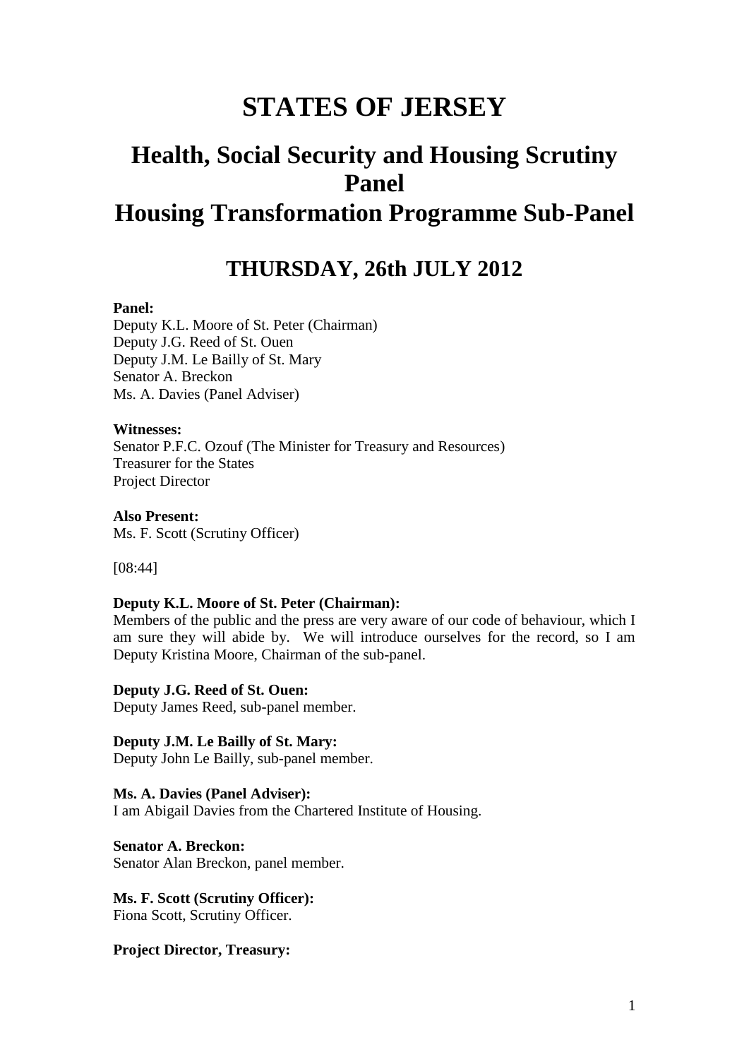# STATES OF JERSEY

## Health, Social Security and Housing Scrutiny Panel

## Housing Transformation Programme Sub-Panel

## THURSDAY, 26th JULY 2012

**Panel:**

Deputy K.L. Moore of St. Peter (Chairman)
Deputy J.G. Reed of St. Ouen
Deputy J.M. Le Bailly of St. Mary
Senator A. Breckon
Ms. A. Davies (Panel Adviser)

**Witnesses:**

Senator P.F.C. Ozouf (The Minister for Treasury and Resources)
Treasurer for the States
Project Director

**Also Present:**

Ms. F. Scott (Scrutiny Officer)

[08:44]

**Deputy K.L. Moore of St. Peter (Chairman):**

Members of the public and the press are very aware of our code of behaviour, which I am sure they will abide by. We will introduce ourselves for the record, so I am Deputy Kristina Moore, Chairman of the sub-panel.

**Deputy J.G. Reed of St. Ouen:**

Deputy James Reed, sub-panel member.

**Deputy J.M. Le Bailly of St. Mary:**

Deputy John Le Bailly, sub-panel member.

**Ms. A. Davies (Panel Adviser):**

I am Abigail Davies from the Chartered Institute of Housing.

**Senator A. Breckon:**

Senator Alan Breckon, panel member.

**Ms. F. Scott (Scrutiny Officer):**

Fiona Scott, Scrutiny Officer.

**Project Director, Treasury:**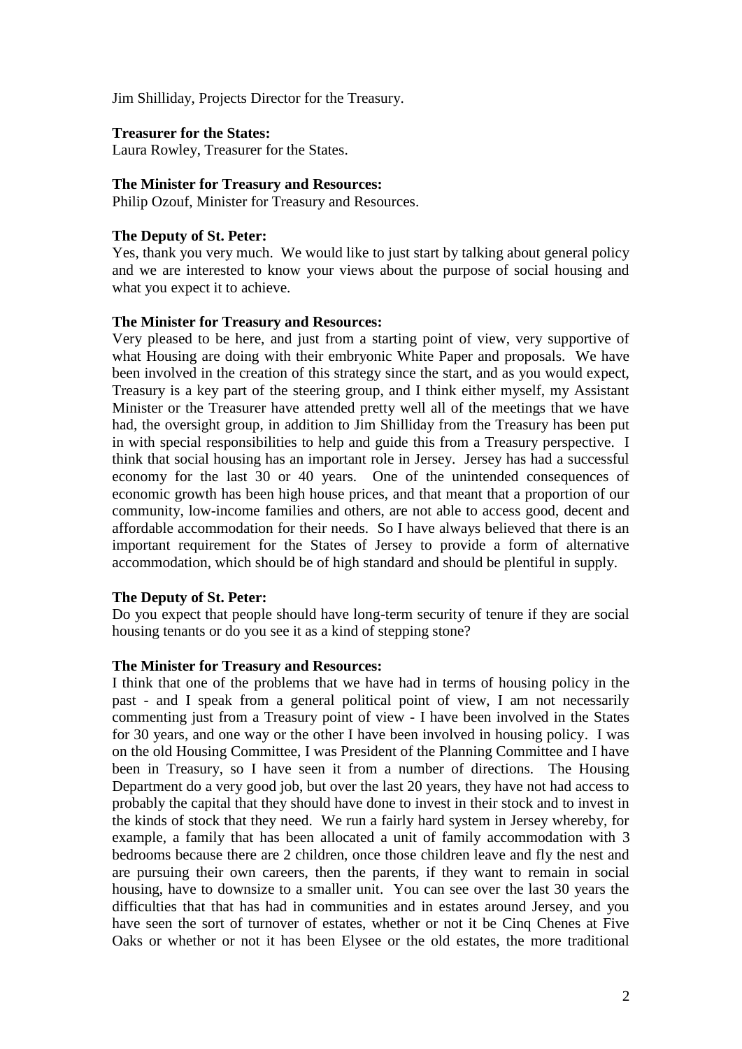Jim Shilliday, Projects Director for the Treasury.

**Treasurer for the States:**
Laura Rowley, Treasurer for the States.

**The Minister for Treasury and Resources:**
Philip Ozouf, Minister for Treasury and Resources.

**The Deputy of St. Peter:**
Yes, thank you very much. We would like to just start by talking about general policy and we are interested to know your views about the purpose of social housing and what you expect it to achieve.

**The Minister for Treasury and Resources:**
Very pleased to be here, and just from a starting point of view, very supportive of what Housing are doing with their embryonic White Paper and proposals. We have been involved in the creation of this strategy since the start, and as you would expect, Treasury is a key part of the steering group, and I think either myself, my Assistant Minister or the Treasurer have attended pretty well all of the meetings that we have had, the oversight group, in addition to Jim Shilliday from the Treasury has been put in with special responsibilities to help and guide this from a Treasury perspective. I think that social housing has an important role in Jersey. Jersey has had a successful economy for the last 30 or 40 years. One of the unintended consequences of economic growth has been high house prices, and that meant that a proportion of our community, low-income families and others, are not able to access good, decent and affordable accommodation for their needs. So I have always believed that there is an important requirement for the States of Jersey to provide a form of alternative accommodation, which should be of high standard and should be plentiful in supply.

**The Deputy of St. Peter:**
Do you expect that people should have long-term security of tenure if they are social housing tenants or do you see it as a kind of stepping stone?

**The Minister for Treasury and Resources:**
I think that one of the problems that we have had in terms of housing policy in the past - and I speak from a general political point of view, I am not necessarily commenting just from a Treasury point of view - I have been involved in the States for 30 years, and one way or the other I have been involved in housing policy. I was on the old Housing Committee, I was President of the Planning Committee and I have been in Treasury, so I have seen it from a number of directions. The Housing Department do a very good job, but over the last 20 years, they have not had access to probably the capital that they should have done to invest in their stock and to invest in the kinds of stock that they need. We run a fairly hard system in Jersey whereby, for example, a family that has been allocated a unit of family accommodation with 3 bedrooms because there are 2 children, once those children leave and fly the nest and are pursuing their own careers, then the parents, if they want to remain in social housing, have to downsize to a smaller unit. You can see over the last 30 years the difficulties that that has had in communities and in estates around Jersey, and you have seen the sort of turnover of estates, whether or not it be Cinq Chenes at Five Oaks or whether or not it has been Elysee or the old estates, the more traditional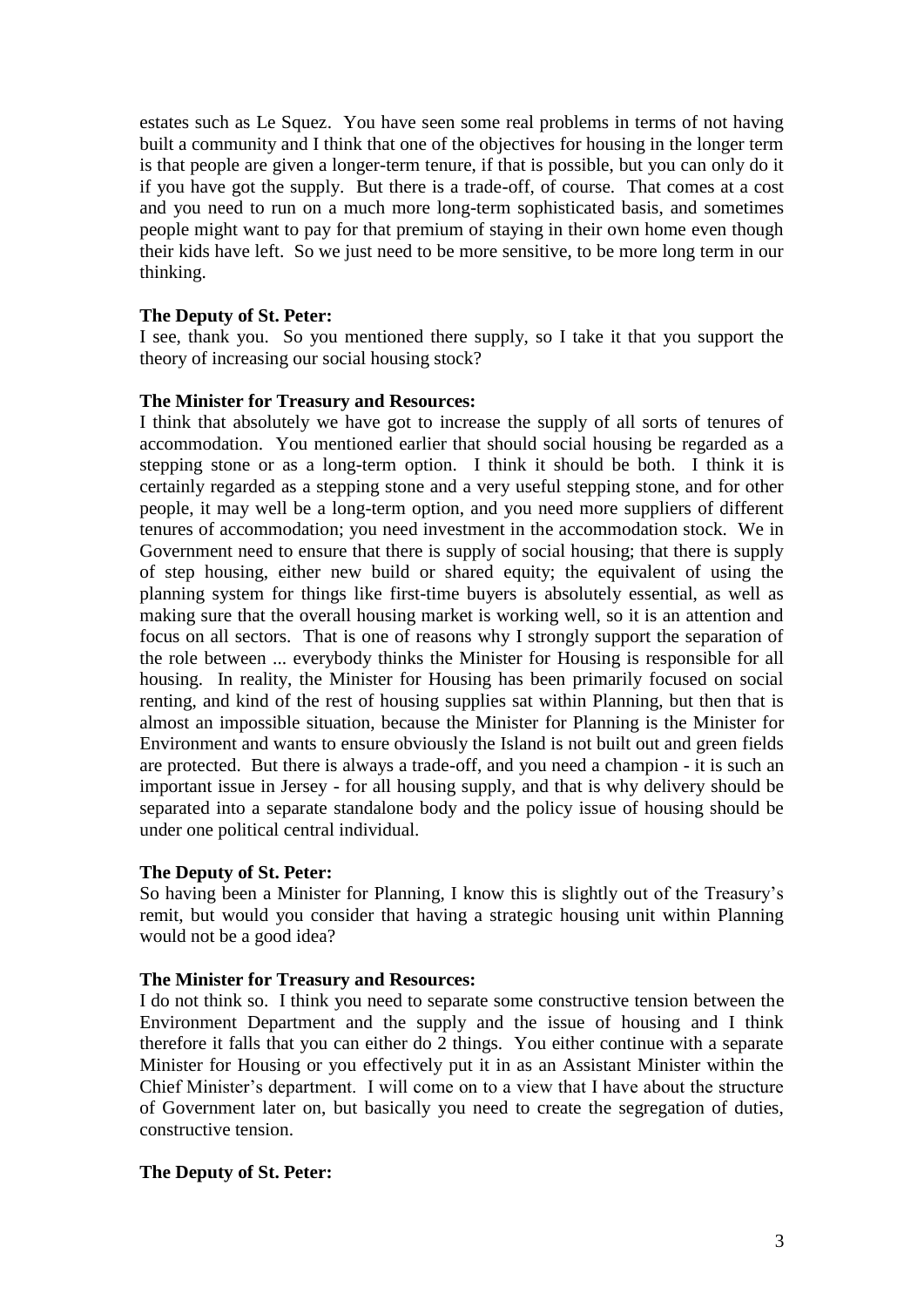estates such as Le Squez. You have seen some real problems in terms of not having built a community and I think that one of the objectives for housing in the longer term is that people are given a longer-term tenure, if that is possible, but you can only do it if you have got the supply. But there is a trade-off, of course. That comes at a cost and you need to run on a much more long-term sophisticated basis, and sometimes people might want to pay for that premium of staying in their own home even though their kids have left. So we just need to be more sensitive, to be more long term in our thinking.

**The Deputy of St. Peter:**

I see, thank you. So you mentioned there supply, so I take it that you support the theory of increasing our social housing stock?

**The Minister for Treasury and Resources:**

I think that absolutely we have got to increase the supply of all sorts of tenures of accommodation. You mentioned earlier that should social housing be regarded as a stepping stone or as a long-term option. I think it should be both. I think it is certainly regarded as a stepping stone and a very useful stepping stone, and for other people, it may well be a long-term option, and you need more suppliers of different tenures of accommodation; you need investment in the accommodation stock. We in Government need to ensure that there is supply of social housing; that there is supply of step housing, either new build or shared equity; the equivalent of using the planning system for things like first-time buyers is absolutely essential, as well as making sure that the overall housing market is working well, so it is an attention and focus on all sectors. That is one of reasons why I strongly support the separation of the role between ... everybody thinks the Minister for Housing is responsible for all housing. In reality, the Minister for Housing has been primarily focused on social renting, and kind of the rest of housing supplies sat within Planning, but then that is almost an impossible situation, because the Minister for Planning is the Minister for Environment and wants to ensure obviously the Island is not built out and green fields are protected. But there is always a trade-off, and you need a champion - it is such an important issue in Jersey - for all housing supply, and that is why delivery should be separated into a separate standalone body and the policy issue of housing should be under one political central individual.

**The Deputy of St. Peter:**

So having been a Minister for Planning, I know this is slightly out of the Treasury's remit, but would you consider that having a strategic housing unit within Planning would not be a good idea?

**The Minister for Treasury and Resources:**

I do not think so. I think you need to separate some constructive tension between the Environment Department and the supply and the issue of housing and I think therefore it falls that you can either do 2 things. You either continue with a separate Minister for Housing or you effectively put it in as an Assistant Minister within the Chief Minister's department. I will come on to a view that I have about the structure of Government later on, but basically you need to create the segregation of duties, constructive tension.

**The Deputy of St. Peter:**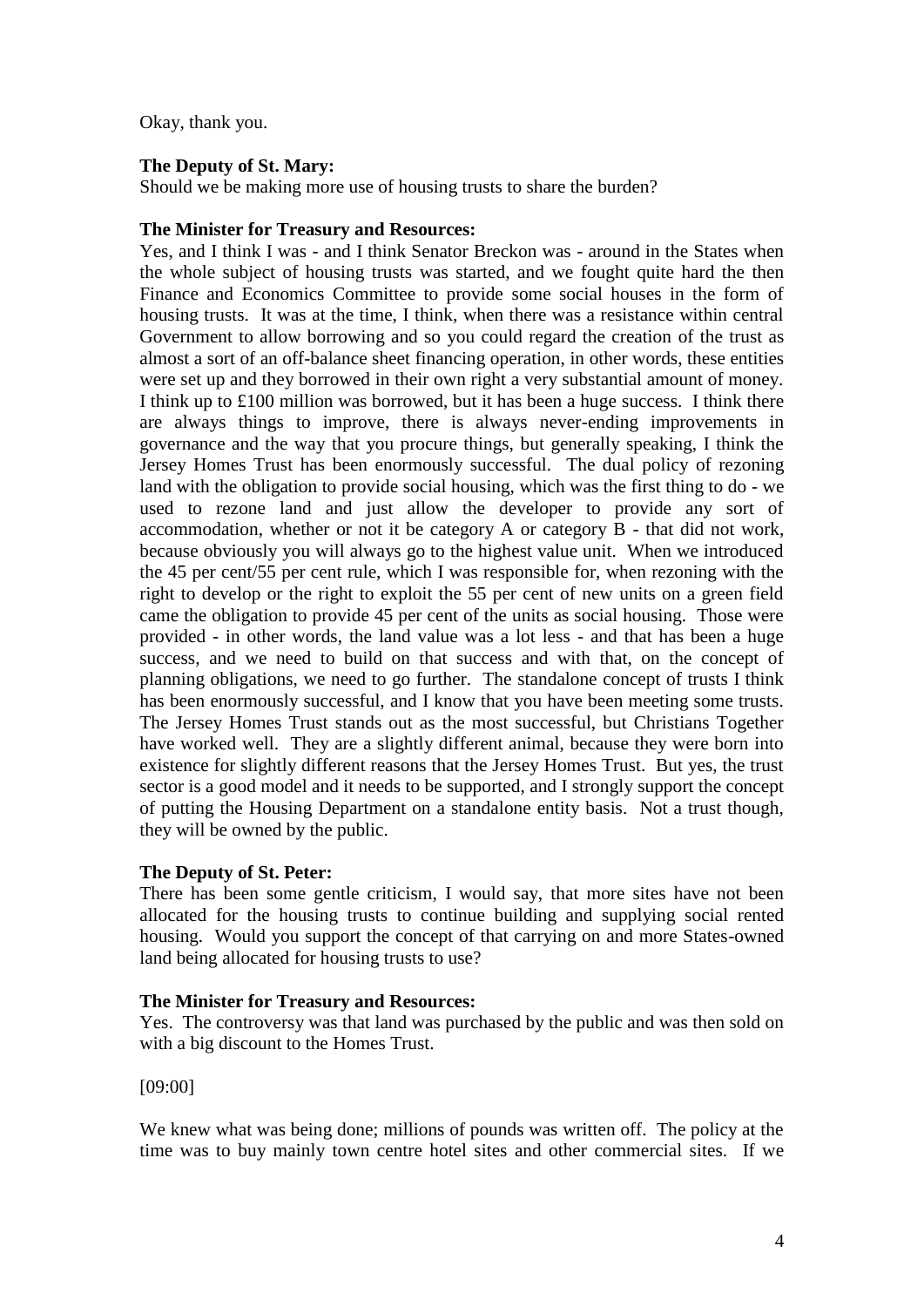Okay, thank you.

**The Deputy of St. Mary:**
Should we be making more use of housing trusts to share the burden?

**The Minister for Treasury and Resources:**
Yes, and I think I was - and I think Senator Breckon was - around in the States when the whole subject of housing trusts was started, and we fought quite hard the then Finance and Economics Committee to provide some social houses in the form of housing trusts. It was at the time, I think, when there was a resistance within central Government to allow borrowing and so you could regard the creation of the trust as almost a sort of an off-balance sheet financing operation, in other words, these entities were set up and they borrowed in their own right a very substantial amount of money. I think up to £100 million was borrowed, but it has been a huge success. I think there are always things to improve, there is always never-ending improvements in governance and the way that you procure things, but generally speaking, I think the Jersey Homes Trust has been enormously successful. The dual policy of rezoning land with the obligation to provide social housing, which was the first thing to do - we used to rezone land and just allow the developer to provide any sort of accommodation, whether or not it be category A or category B - that did not work, because obviously you will always go to the highest value unit. When we introduced the 45 per cent/55 per cent rule, which I was responsible for, when rezoning with the right to develop or the right to exploit the 55 per cent of new units on a green field came the obligation to provide 45 per cent of the units as social housing. Those were provided - in other words, the land value was a lot less - and that has been a huge success, and we need to build on that success and with that, on the concept of planning obligations, we need to go further. The standalone concept of trusts I think has been enormously successful, and I know that you have been meeting some trusts. The Jersey Homes Trust stands out as the most successful, but Christians Together have worked well. They are a slightly different animal, because they were born into existence for slightly different reasons that the Jersey Homes Trust. But yes, the trust sector is a good model and it needs to be supported, and I strongly support the concept of putting the Housing Department on a standalone entity basis. Not a trust though, they will be owned by the public.

**The Deputy of St. Peter:**
There has been some gentle criticism, I would say, that more sites have not been allocated for the housing trusts to continue building and supplying social rented housing. Would you support the concept of that carrying on and more States-owned land being allocated for housing trusts to use?

**The Minister for Treasury and Resources:**
Yes. The controversy was that land was purchased by the public and was then sold on with a big discount to the Homes Trust.

[09:00]

We knew what was being done; millions of pounds was written off. The policy at the time was to buy mainly town centre hotel sites and other commercial sites. If we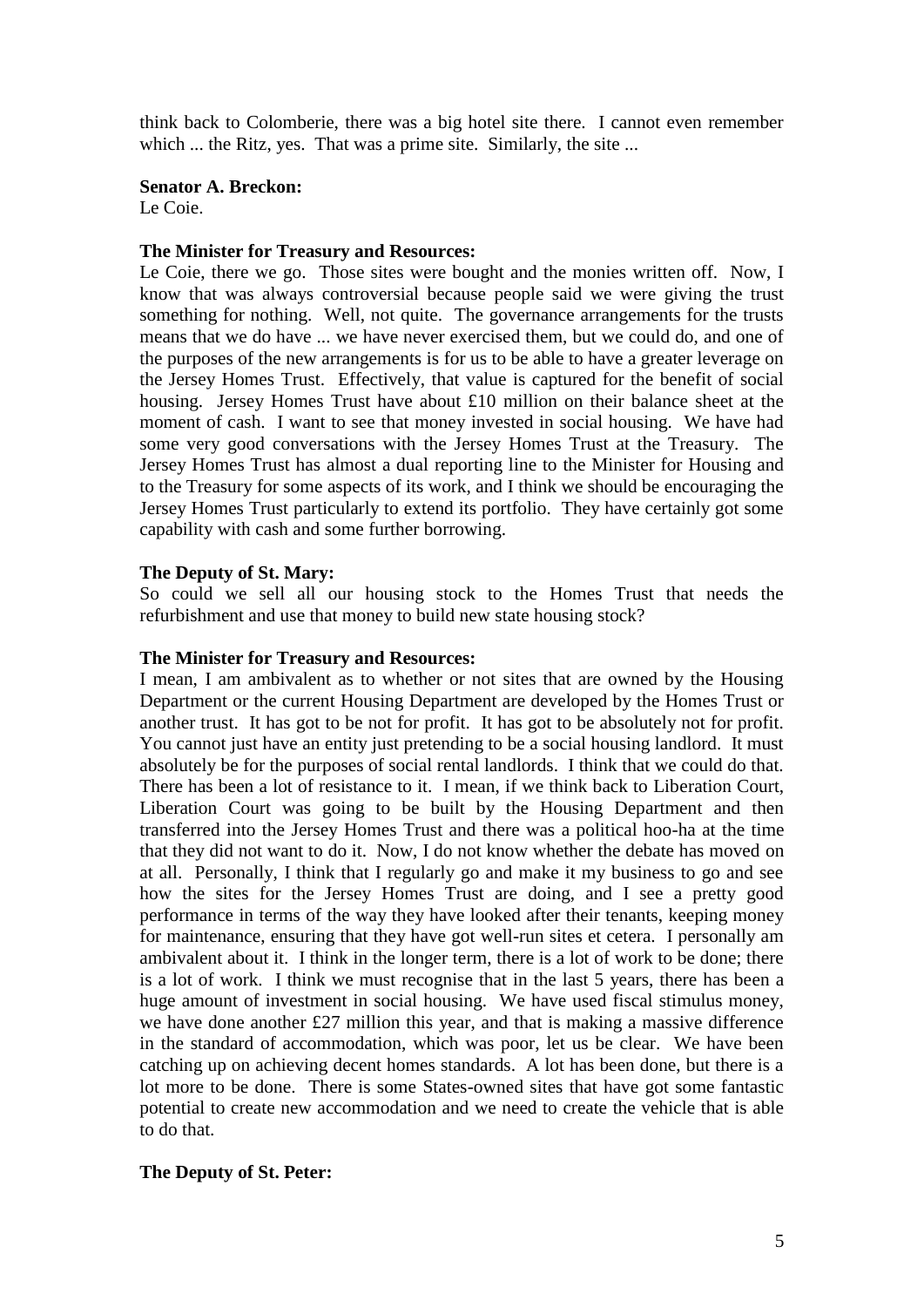think back to Colomberie, there was a big hotel site there. I cannot even remember which ... the Ritz, yes. That was a prime site. Similarly, the site ...

**Senator A. Breckon:**
Le Coie.

**The Minister for Treasury and Resources:**
Le Coie, there we go. Those sites were bought and the monies written off. Now, I know that was always controversial because people said we were giving the trust something for nothing. Well, not quite. The governance arrangements for the trusts means that we do have ... we have never exercised them, but we could do, and one of the purposes of the new arrangements is for us to be able to have a greater leverage on the Jersey Homes Trust. Effectively, that value is captured for the benefit of social housing. Jersey Homes Trust have about £10 million on their balance sheet at the moment of cash. I want to see that money invested in social housing. We have had some very good conversations with the Jersey Homes Trust at the Treasury. The Jersey Homes Trust has almost a dual reporting line to the Minister for Housing and to the Treasury for some aspects of its work, and I think we should be encouraging the Jersey Homes Trust particularly to extend its portfolio. They have certainly got some capability with cash and some further borrowing.

**The Deputy of St. Mary:**
So could we sell all our housing stock to the Homes Trust that needs the refurbishment and use that money to build new state housing stock?

**The Minister for Treasury and Resources:**
I mean, I am ambivalent as to whether or not sites that are owned by the Housing Department or the current Housing Department are developed by the Homes Trust or another trust. It has got to be not for profit. It has got to be absolutely not for profit. You cannot just have an entity just pretending to be a social housing landlord. It must absolutely be for the purposes of social rental landlords. I think that we could do that. There has been a lot of resistance to it. I mean, if we think back to Liberation Court, Liberation Court was going to be built by the Housing Department and then transferred into the Jersey Homes Trust and there was a political hoo-ha at the time that they did not want to do it. Now, I do not know whether the debate has moved on at all. Personally, I think that I regularly go and make it my business to go and see how the sites for the Jersey Homes Trust are doing, and I see a pretty good performance in terms of the way they have looked after their tenants, keeping money for maintenance, ensuring that they have got well-run sites et cetera. I personally am ambivalent about it. I think in the longer term, there is a lot of work to be done; there is a lot of work. I think we must recognise that in the last 5 years, there has been a huge amount of investment in social housing. We have used fiscal stimulus money, we have done another £27 million this year, and that is making a massive difference in the standard of accommodation, which was poor, let us be clear. We have been catching up on achieving decent homes standards. A lot has been done, but there is a lot more to be done. There is some States-owned sites that have got some fantastic potential to create new accommodation and we need to create the vehicle that is able to do that.

**The Deputy of St. Peter:**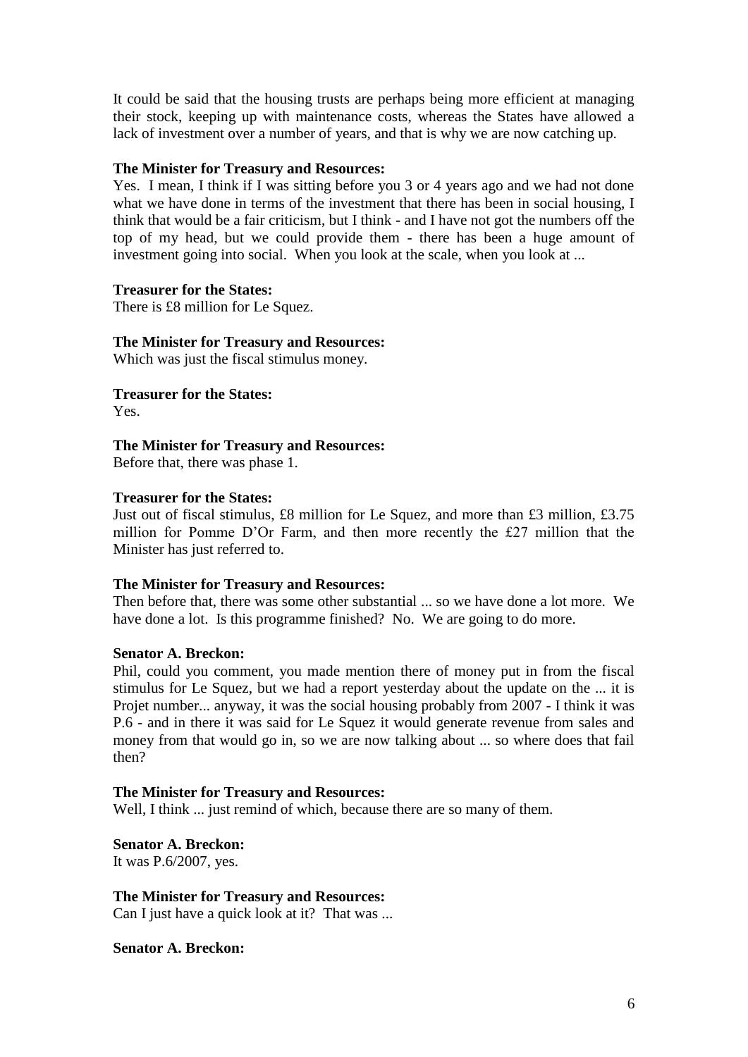It could be said that the housing trusts are perhaps being more efficient at managing their stock, keeping up with maintenance costs, whereas the States have allowed a lack of investment over a number of years, and that is why we are now catching up.

**The Minister for Treasury and Resources:**

Yes. I mean, I think if I was sitting before you 3 or 4 years ago and we had not done what we have done in terms of the investment that there has been in social housing, I think that would be a fair criticism, but I think - and I have not got the numbers off the top of my head, but we could provide them - there has been a huge amount of investment going into social. When you look at the scale, when you look at ...

**Treasurer for the States:**

There is £8 million for Le Squez.

**The Minister for Treasury and Resources:**

Which was just the fiscal stimulus money.

**Treasurer for the States:**

Yes.

**The Minister for Treasury and Resources:**

Before that, there was phase 1.

**Treasurer for the States:**

Just out of fiscal stimulus, £8 million for Le Squez, and more than £3 million, £3.75 million for Pomme D'Or Farm, and then more recently the £27 million that the Minister has just referred to.

**The Minister for Treasury and Resources:**

Then before that, there was some other substantial ... so we have done a lot more. We have done a lot. Is this programme finished? No. We are going to do more.

**Senator A. Breckon:**

Phil, could you comment, you made mention there of money put in from the fiscal stimulus for Le Squez, but we had a report yesterday about the update on the ... it is Projet number... anyway, it was the social housing probably from 2007 - I think it was P.6 - and in there it was said for Le Squez it would generate revenue from sales and money from that would go in, so we are now talking about ... so where does that fail then?

**The Minister for Treasury and Resources:**

Well, I think ... just remind of which, because there are so many of them.

**Senator A. Breckon:**

It was P.6/2007, yes.

**The Minister for Treasury and Resources:**

Can I just have a quick look at it? That was ...

**Senator A. Breckon:**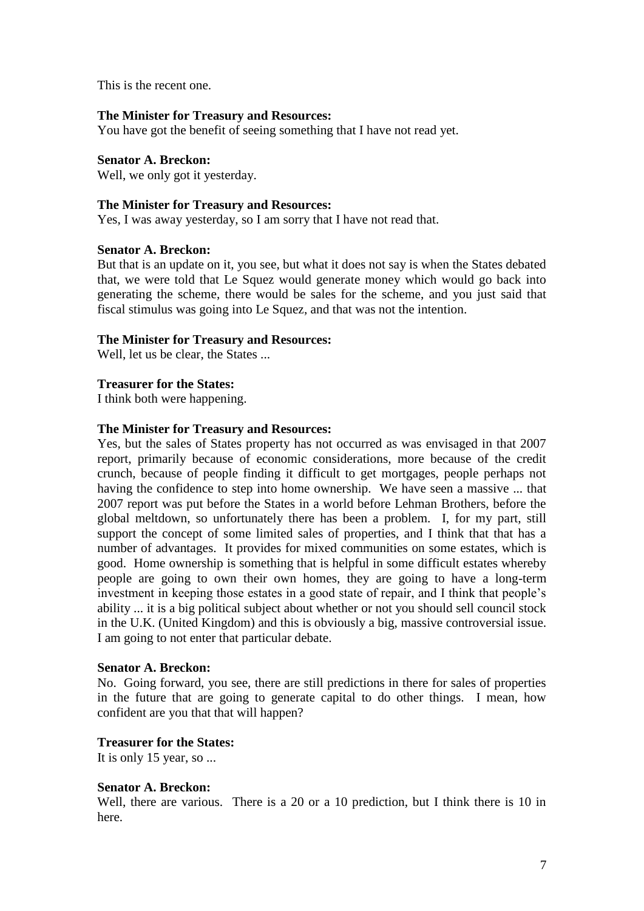This is the recent one.

**The Minister for Treasury and Resources:**
You have got the benefit of seeing something that I have not read yet.

**Senator A. Breckon:**
Well, we only got it yesterday.

**The Minister for Treasury and Resources:**
Yes, I was away yesterday, so I am sorry that I have not read that.

**Senator A. Breckon:**
But that is an update on it, you see, but what it does not say is when the States debated that, we were told that Le Squez would generate money which would go back into generating the scheme, there would be sales for the scheme, and you just said that fiscal stimulus was going into Le Squez, and that was not the intention.

**The Minister for Treasury and Resources:**
Well, let us be clear, the States ...

**Treasurer for the States:**
I think both were happening.

**The Minister for Treasury and Resources:**
Yes, but the sales of States property has not occurred as was envisaged in that 2007 report, primarily because of economic considerations, more because of the credit crunch, because of people finding it difficult to get mortgages, people perhaps not having the confidence to step into home ownership. We have seen a massive ... that 2007 report was put before the States in a world before Lehman Brothers, before the global meltdown, so unfortunately there has been a problem. I, for my part, still support the concept of some limited sales of properties, and I think that that has a number of advantages. It provides for mixed communities on some estates, which is good. Home ownership is something that is helpful in some difficult estates whereby people are going to own their own homes, they are going to have a long-term investment in keeping those estates in a good state of repair, and I think that people's ability ... it is a big political subject about whether or not you should sell council stock in the U.K. (United Kingdom) and this is obviously a big, massive controversial issue. I am going to not enter that particular debate.

**Senator A. Breckon:**
No. Going forward, you see, there are still predictions in there for sales of properties in the future that are going to generate capital to do other things. I mean, how confident are you that that will happen?

**Treasurer for the States:**
It is only 15 year, so ...

**Senator A. Breckon:**
Well, there are various. There is a 20 or a 10 prediction, but I think there is 10 in here.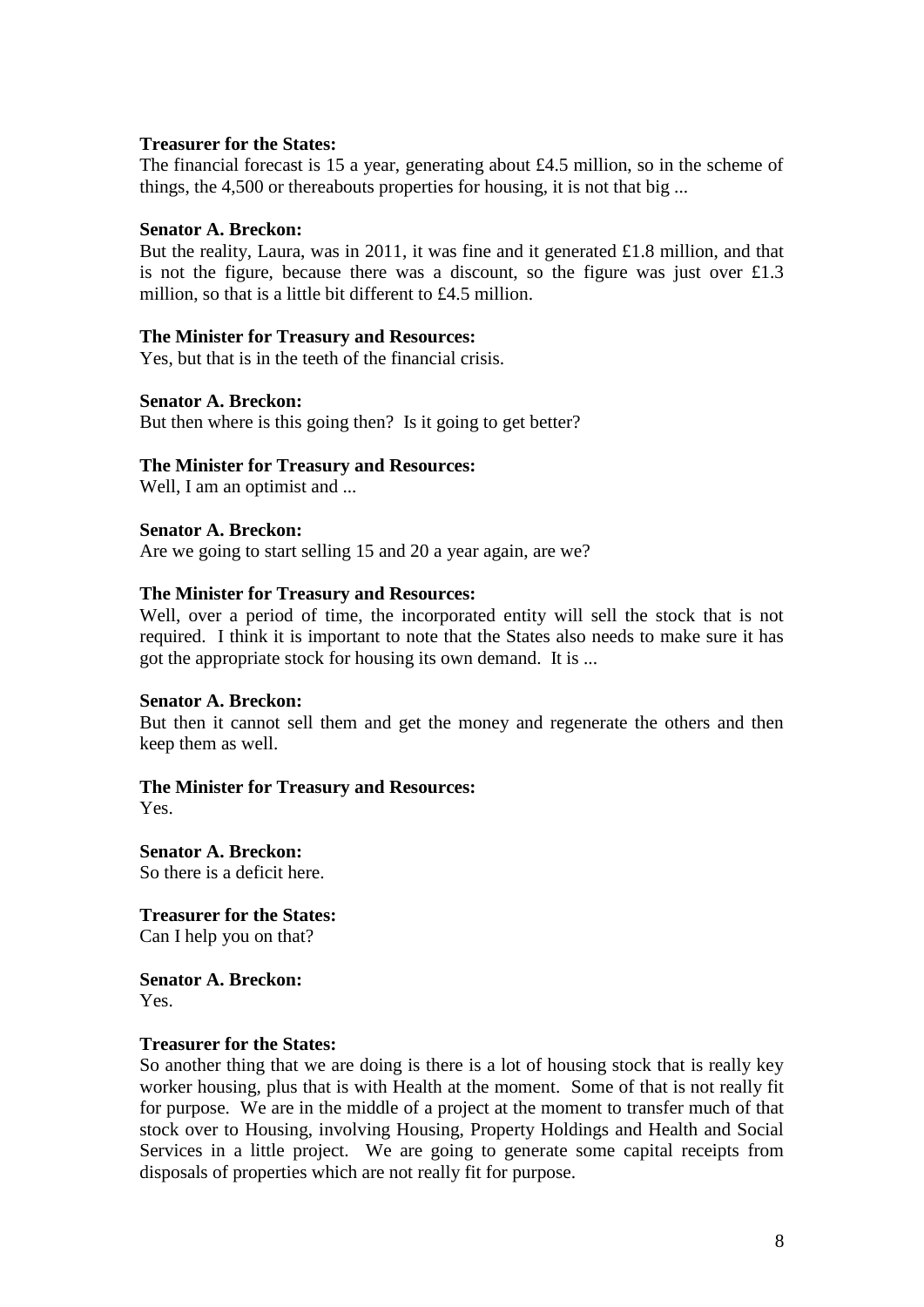**Treasurer for the States:**
The financial forecast is 15 a year, generating about £4.5 million, so in the scheme of things, the 4,500 or thereabouts properties for housing, it is not that big ...

**Senator A. Breckon:**
But the reality, Laura, was in 2011, it was fine and it generated £1.8 million, and that is not the figure, because there was a discount, so the figure was just over £1.3 million, so that is a little bit different to £4.5 million.

**The Minister for Treasury and Resources:**
Yes, but that is in the teeth of the financial crisis.

**Senator A. Breckon:**
But then where is this going then? Is it going to get better?

**The Minister for Treasury and Resources:**
Well, I am an optimist and ...

**Senator A. Breckon:**
Are we going to start selling 15 and 20 a year again, are we?

**The Minister for Treasury and Resources:**
Well, over a period of time, the incorporated entity will sell the stock that is not required. I think it is important to note that the States also needs to make sure it has got the appropriate stock for housing its own demand. It is ...

**Senator A. Breckon:**
But then it cannot sell them and get the money and regenerate the others and then keep them as well.

**The Minister for Treasury and Resources:**
Yes.

**Senator A. Breckon:**
So there is a deficit here.

**Treasurer for the States:**
Can I help you on that?

**Senator A. Breckon:**
Yes.

**Treasurer for the States:**
So another thing that we are doing is there is a lot of housing stock that is really key worker housing, plus that is with Health at the moment. Some of that is not really fit for purpose. We are in the middle of a project at the moment to transfer much of that stock over to Housing, involving Housing, Property Holdings and Health and Social Services in a little project. We are going to generate some capital receipts from disposals of properties which are not really fit for purpose.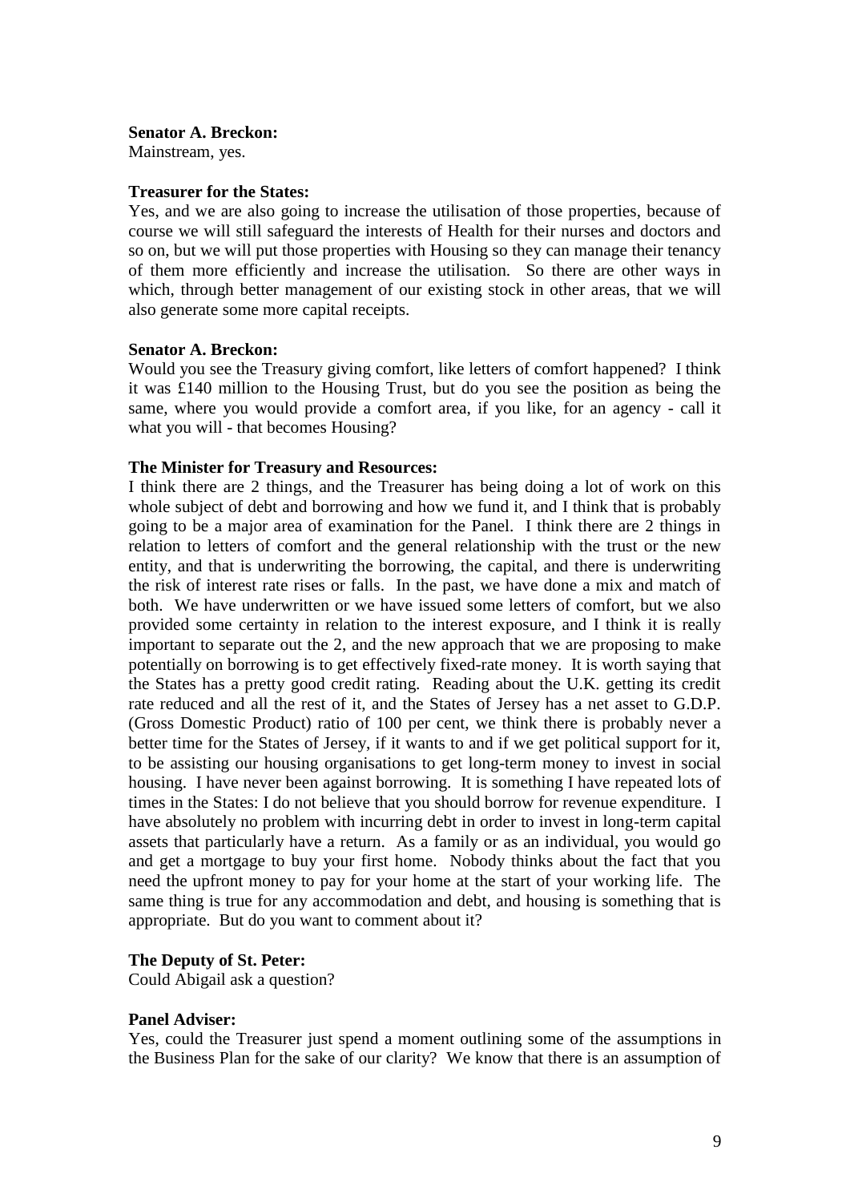**Senator A. Breckon:**
Mainstream, yes.

**Treasurer for the States:**
Yes, and we are also going to increase the utilisation of those properties, because of course we will still safeguard the interests of Health for their nurses and doctors and so on, but we will put those properties with Housing so they can manage their tenancy of them more efficiently and increase the utilisation. So there are other ways in which, through better management of our existing stock in other areas, that we will also generate some more capital receipts.

**Senator A. Breckon:**
Would you see the Treasury giving comfort, like letters of comfort happened? I think it was £140 million to the Housing Trust, but do you see the position as being the same, where you would provide a comfort area, if you like, for an agency - call it what you will - that becomes Housing?

**The Minister for Treasury and Resources:**
I think there are 2 things, and the Treasurer has being doing a lot of work on this whole subject of debt and borrowing and how we fund it, and I think that is probably going to be a major area of examination for the Panel. I think there are 2 things in relation to letters of comfort and the general relationship with the trust or the new entity, and that is underwriting the borrowing, the capital, and there is underwriting the risk of interest rate rises or falls. In the past, we have done a mix and match of both. We have underwritten or we have issued some letters of comfort, but we also provided some certainty in relation to the interest exposure, and I think it is really important to separate out the 2, and the new approach that we are proposing to make potentially on borrowing is to get effectively fixed-rate money. It is worth saying that the States has a pretty good credit rating. Reading about the U.K. getting its credit rate reduced and all the rest of it, and the States of Jersey has a net asset to G.D.P. (Gross Domestic Product) ratio of 100 per cent, we think there is probably never a better time for the States of Jersey, if it wants to and if we get political support for it, to be assisting our housing organisations to get long-term money to invest in social housing. I have never been against borrowing. It is something I have repeated lots of times in the States: I do not believe that you should borrow for revenue expenditure. I have absolutely no problem with incurring debt in order to invest in long-term capital assets that particularly have a return. As a family or as an individual, you would go and get a mortgage to buy your first home. Nobody thinks about the fact that you need the upfront money to pay for your home at the start of your working life. The same thing is true for any accommodation and debt, and housing is something that is appropriate. But do you want to comment about it?

**The Deputy of St. Peter:**
Could Abigail ask a question?

**Panel Adviser:**
Yes, could the Treasurer just spend a moment outlining some of the assumptions in the Business Plan for the sake of our clarity? We know that there is an assumption of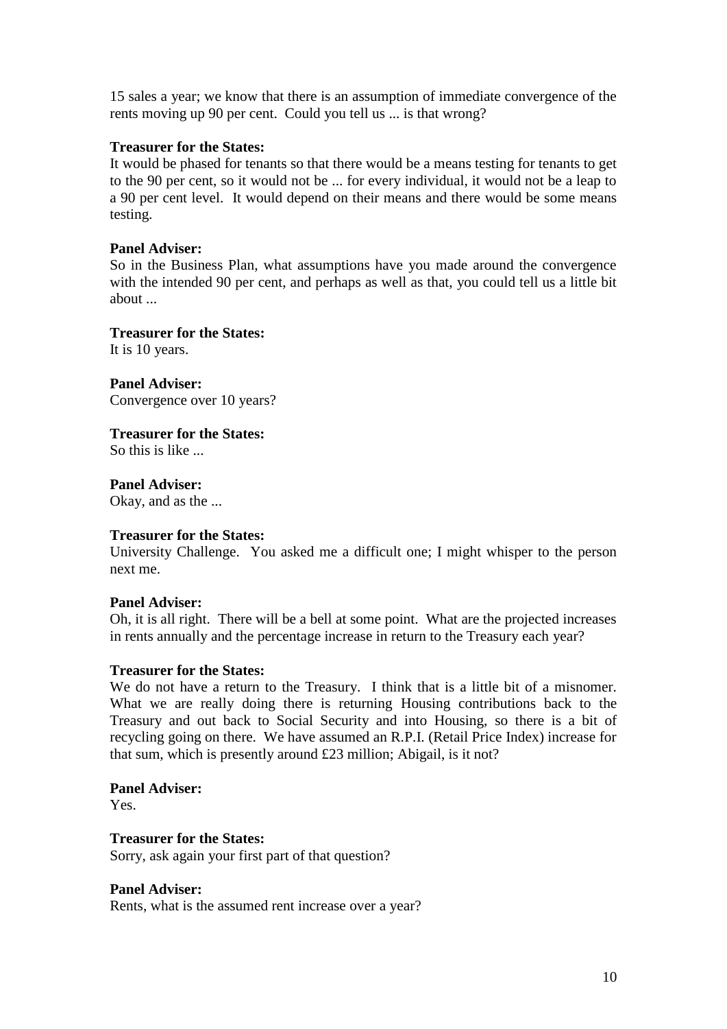15 sales a year; we know that there is an assumption of immediate convergence of the rents moving up 90 per cent. Could you tell us ... is that wrong?

**Treasurer for the States:**
It would be phased for tenants so that there would be a means testing for tenants to get to the 90 per cent, so it would not be ... for every individual, it would not be a leap to a 90 per cent level. It would depend on their means and there would be some means testing.

**Panel Adviser:**
So in the Business Plan, what assumptions have you made around the convergence with the intended 90 per cent, and perhaps as well as that, you could tell us a little bit about ...

**Treasurer for the States:**
It is 10 years.

**Panel Adviser:**
Convergence over 10 years?

**Treasurer for the States:**
So this is like ...

**Panel Adviser:**
Okay, and as the ...

**Treasurer for the States:**
University Challenge. You asked me a difficult one; I might whisper to the person next me.

**Panel Adviser:**
Oh, it is all right. There will be a bell at some point. What are the projected increases in rents annually and the percentage increase in return to the Treasury each year?

**Treasurer for the States:**
We do not have a return to the Treasury. I think that is a little bit of a misnomer. What we are really doing there is returning Housing contributions back to the Treasury and out back to Social Security and into Housing, so there is a bit of recycling going on there. We have assumed an R.P.I. (Retail Price Index) increase for that sum, which is presently around £23 million; Abigail, is it not?

**Panel Adviser:**
Yes.

**Treasurer for the States:**
Sorry, ask again your first part of that question?

**Panel Adviser:**
Rents, what is the assumed rent increase over a year?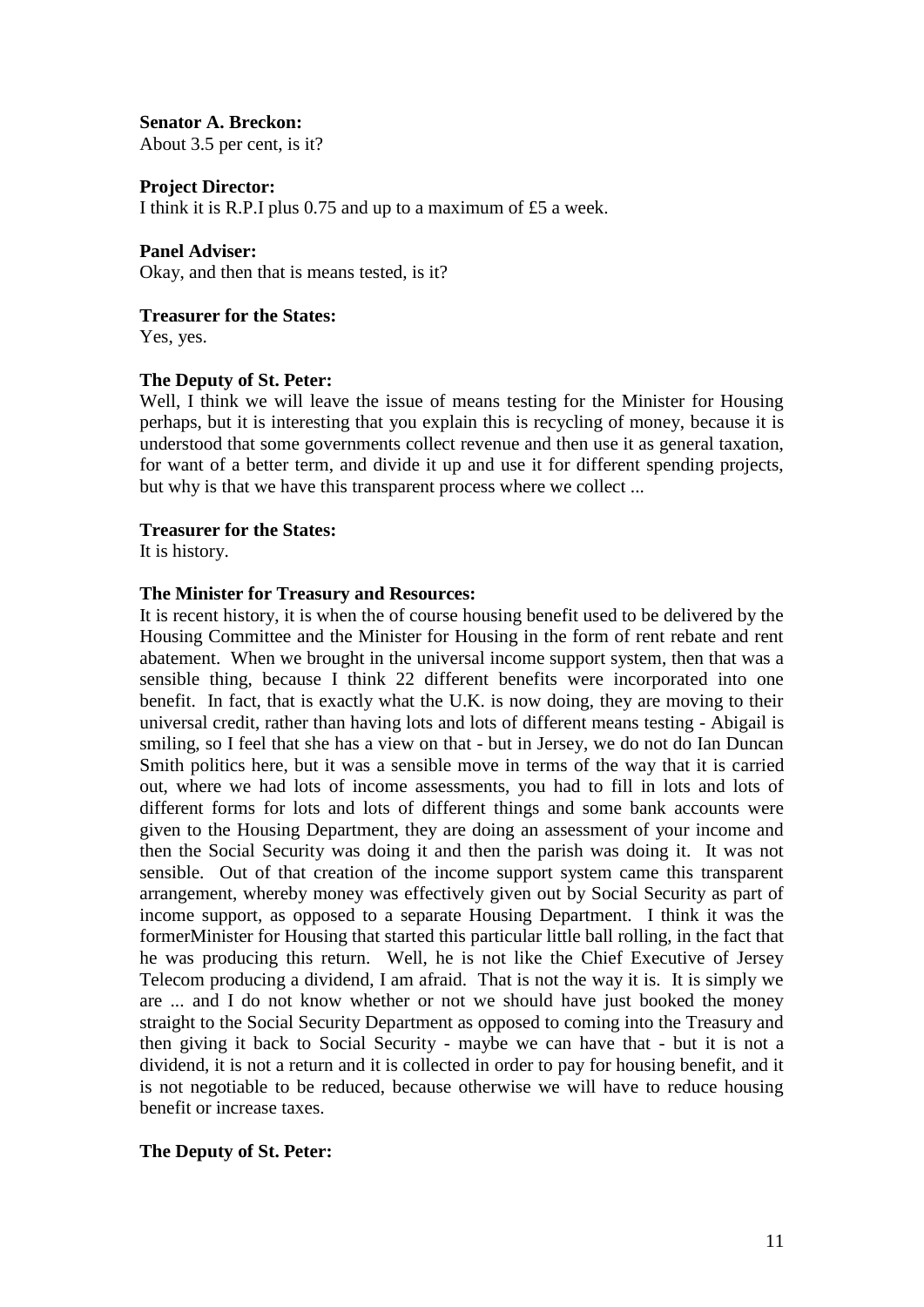**Senator A. Breckon:**
About 3.5 per cent, is it?

**Project Director:**
I think it is R.P.I plus 0.75 and up to a maximum of £5 a week.

**Panel Adviser:**
Okay, and then that is means tested, is it?

**Treasurer for the States:**
Yes, yes.

**The Deputy of St. Peter:**
Well, I think we will leave the issue of means testing for the Minister for Housing perhaps, but it is interesting that you explain this is recycling of money, because it is understood that some governments collect revenue and then use it as general taxation, for want of a better term, and divide it up and use it for different spending projects, but why is that we have this transparent process where we collect ...

**Treasurer for the States:**
It is history.

**The Minister for Treasury and Resources:**
It is recent history, it is when the of course housing benefit used to be delivered by the Housing Committee and the Minister for Housing in the form of rent rebate and rent abatement. When we brought in the universal income support system, then that was a sensible thing, because I think 22 different benefits were incorporated into one benefit. In fact, that is exactly what the U.K. is now doing, they are moving to their universal credit, rather than having lots and lots of different means testing - Abigail is smiling, so I feel that she has a view on that - but in Jersey, we do not do Ian Duncan Smith politics here, but it was a sensible move in terms of the way that it is carried out, where we had lots of income assessments, you had to fill in lots and lots of different forms for lots and lots of different things and some bank accounts were given to the Housing Department, they are doing an assessment of your income and then the Social Security was doing it and then the parish was doing it. It was not sensible. Out of that creation of the income support system came this transparent arrangement, whereby money was effectively given out by Social Security as part of income support, as opposed to a separate Housing Department. I think it was the formerMinister for Housing that started this particular little ball rolling, in the fact that he was producing this return. Well, he is not like the Chief Executive of Jersey Telecom producing a dividend, I am afraid. That is not the way it is. It is simply we are ... and I do not know whether or not we should have just booked the money straight to the Social Security Department as opposed to coming into the Treasury and then giving it back to Social Security - maybe we can have that - but it is not a dividend, it is not a return and it is collected in order to pay for housing benefit, and it is not negotiable to be reduced, because otherwise we will have to reduce housing benefit or increase taxes.

**The Deputy of St. Peter:**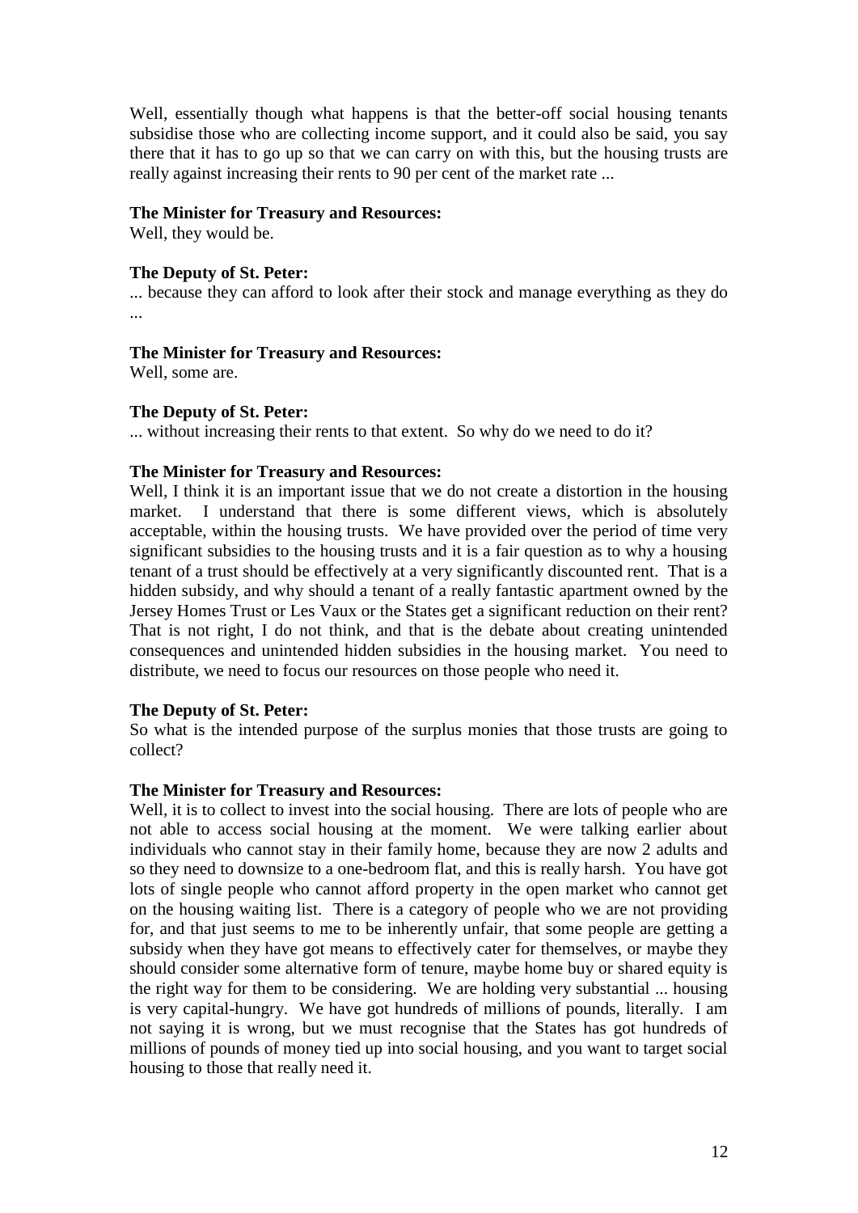Well, essentially though what happens is that the better-off social housing tenants subsidise those who are collecting income support, and it could also be said, you say there that it has to go up so that we can carry on with this, but the housing trusts are really against increasing their rents to 90 per cent of the market rate ...

**The Minister for Treasury and Resources:**
Well, they would be.

**The Deputy of St. Peter:**
... because they can afford to look after their stock and manage everything as they do ...

**The Minister for Treasury and Resources:**
Well, some are.

**The Deputy of St. Peter:**
... without increasing their rents to that extent. So why do we need to do it?

**The Minister for Treasury and Resources:**
Well, I think it is an important issue that we do not create a distortion in the housing market. I understand that there is some different views, which is absolutely acceptable, within the housing trusts. We have provided over the period of time very significant subsidies to the housing trusts and it is a fair question as to why a housing tenant of a trust should be effectively at a very significantly discounted rent. That is a hidden subsidy, and why should a tenant of a really fantastic apartment owned by the Jersey Homes Trust or Les Vaux or the States get a significant reduction on their rent? That is not right, I do not think, and that is the debate about creating unintended consequences and unintended hidden subsidies in the housing market. You need to distribute, we need to focus our resources on those people who need it.

**The Deputy of St. Peter:**
So what is the intended purpose of the surplus monies that those trusts are going to collect?

**The Minister for Treasury and Resources:**
Well, it is to collect to invest into the social housing. There are lots of people who are not able to access social housing at the moment. We were talking earlier about individuals who cannot stay in their family home, because they are now 2 adults and so they need to downsize to a one-bedroom flat, and this is really harsh. You have got lots of single people who cannot afford property in the open market who cannot get on the housing waiting list. There is a category of people who we are not providing for, and that just seems to me to be inherently unfair, that some people are getting a subsidy when they have got means to effectively cater for themselves, or maybe they should consider some alternative form of tenure, maybe home buy or shared equity is the right way for them to be considering. We are holding very substantial ... housing is very capital-hungry. We have got hundreds of millions of pounds, literally. I am not saying it is wrong, but we must recognise that the States has got hundreds of millions of pounds of money tied up into social housing, and you want to target social housing to those that really need it.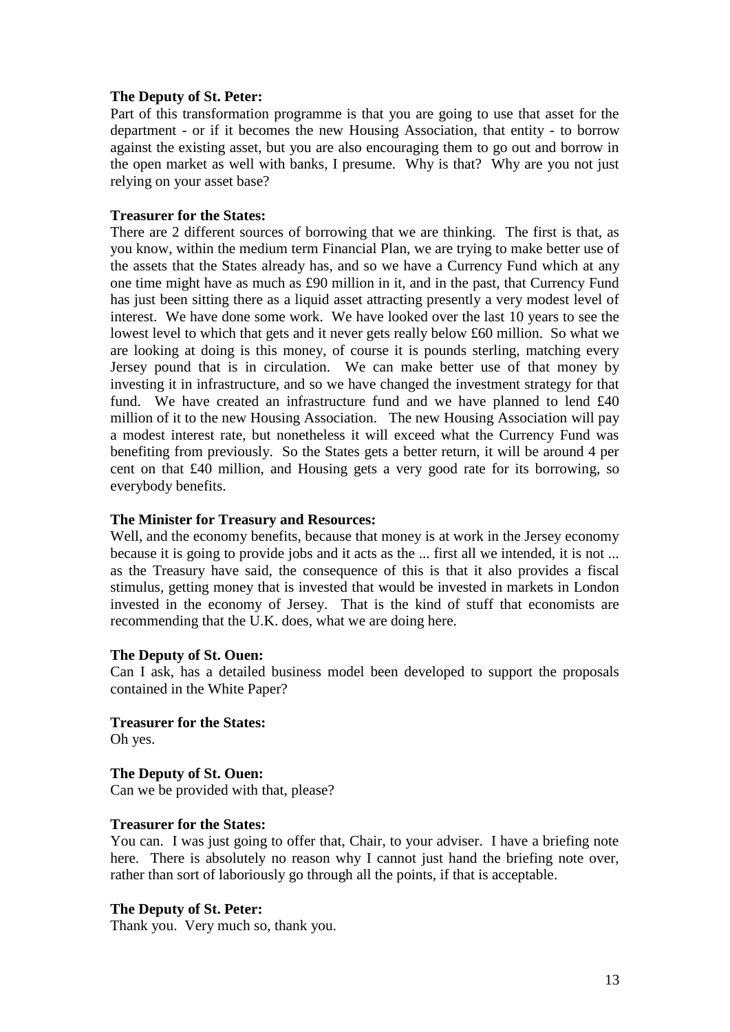**The Deputy of St. Peter:**
Part of this transformation programme is that you are going to use that asset for the department - or if it becomes the new Housing Association, that entity - to borrow against the existing asset, but you are also encouraging them to go out and borrow in the open market as well with banks, I presume. Why is that? Why are you not just relying on your asset base?

**Treasurer for the States:**
There are 2 different sources of borrowing that we are thinking. The first is that, as you know, within the medium term Financial Plan, we are trying to make better use of the assets that the States already has, and so we have a Currency Fund which at any one time might have as much as £90 million in it, and in the past, that Currency Fund has just been sitting there as a liquid asset attracting presently a very modest level of interest. We have done some work. We have looked over the last 10 years to see the lowest level to which that gets and it never gets really below £60 million. So what we are looking at doing is this money, of course it is pounds sterling, matching every Jersey pound that is in circulation. We can make better use of that money by investing it in infrastructure, and so we have changed the investment strategy for that fund. We have created an infrastructure fund and we have planned to lend £40 million of it to the new Housing Association. The new Housing Association will pay a modest interest rate, but nonetheless it will exceed what the Currency Fund was benefiting from previously. So the States gets a better return, it will be around 4 per cent on that £40 million, and Housing gets a very good rate for its borrowing, so everybody benefits.

**The Minister for Treasury and Resources:**
Well, and the economy benefits, because that money is at work in the Jersey economy because it is going to provide jobs and it acts as the ... first all we intended, it is not ... as the Treasury have said, the consequence of this is that it also provides a fiscal stimulus, getting money that is invested that would be invested in markets in London invested in the economy of Jersey. That is the kind of stuff that economists are recommending that the U.K. does, what we are doing here.

**The Deputy of St. Ouen:**
Can I ask, has a detailed business model been developed to support the proposals contained in the White Paper?

**Treasurer for the States:**
Oh yes.

**The Deputy of St. Ouen:**
Can we be provided with that, please?

**Treasurer for the States:**
You can. I was just going to offer that, Chair, to your adviser. I have a briefing note here. There is absolutely no reason why I cannot just hand the briefing note over, rather than sort of laboriously go through all the points, if that is acceptable.

**The Deputy of St. Peter:**
Thank you. Very much so, thank you.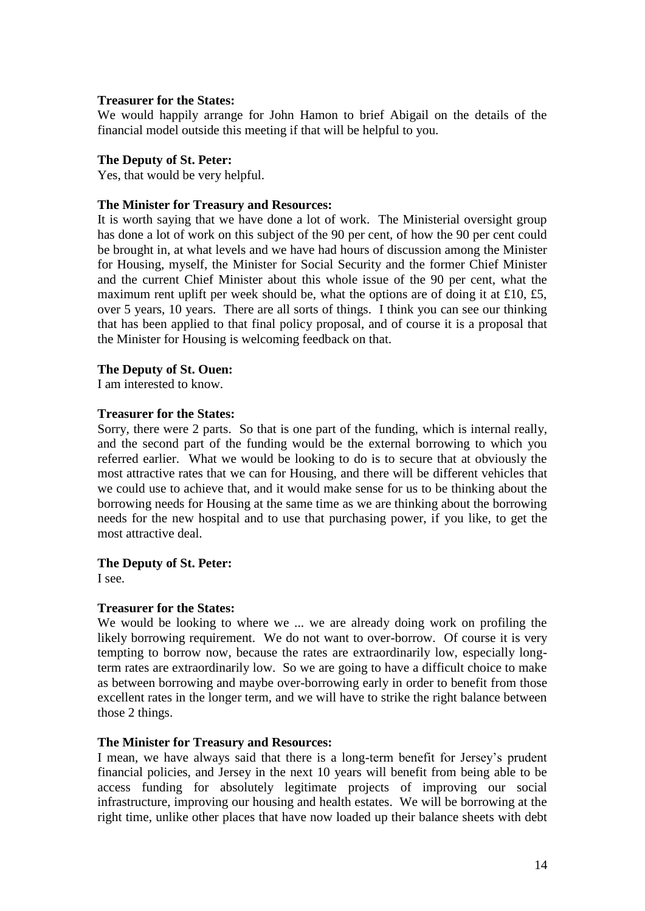**Treasurer for the States:**
We would happily arrange for John Hamon to brief Abigail on the details of the financial model outside this meeting if that will be helpful to you.

**The Deputy of St. Peter:**
Yes, that would be very helpful.

**The Minister for Treasury and Resources:**
It is worth saying that we have done a lot of work. The Ministerial oversight group has done a lot of work on this subject of the 90 per cent, of how the 90 per cent could be brought in, at what levels and we have had hours of discussion among the Minister for Housing, myself, the Minister for Social Security and the former Chief Minister and the current Chief Minister about this whole issue of the 90 per cent, what the maximum rent uplift per week should be, what the options are of doing it at £10, £5, over 5 years, 10 years. There are all sorts of things. I think you can see our thinking that has been applied to that final policy proposal, and of course it is a proposal that the Minister for Housing is welcoming feedback on that.

**The Deputy of St. Ouen:**
I am interested to know.

**Treasurer for the States:**
Sorry, there were 2 parts. So that is one part of the funding, which is internal really, and the second part of the funding would be the external borrowing to which you referred earlier. What we would be looking to do is to secure that at obviously the most attractive rates that we can for Housing, and there will be different vehicles that we could use to achieve that, and it would make sense for us to be thinking about the borrowing needs for Housing at the same time as we are thinking about the borrowing needs for the new hospital and to use that purchasing power, if you like, to get the most attractive deal.

**The Deputy of St. Peter:**
I see.

**Treasurer for the States:**
We would be looking to where we ... we are already doing work on profiling the likely borrowing requirement. We do not want to over-borrow. Of course it is very tempting to borrow now, because the rates are extraordinarily low, especially long-term rates are extraordinarily low. So we are going to have a difficult choice to make as between borrowing and maybe over-borrowing early in order to benefit from those excellent rates in the longer term, and we will have to strike the right balance between those 2 things.

**The Minister for Treasury and Resources:**
I mean, we have always said that there is a long-term benefit for Jersey's prudent financial policies, and Jersey in the next 10 years will benefit from being able to be access funding for absolutely legitimate projects of improving our social infrastructure, improving our housing and health estates. We will be borrowing at the right time, unlike other places that have now loaded up their balance sheets with debt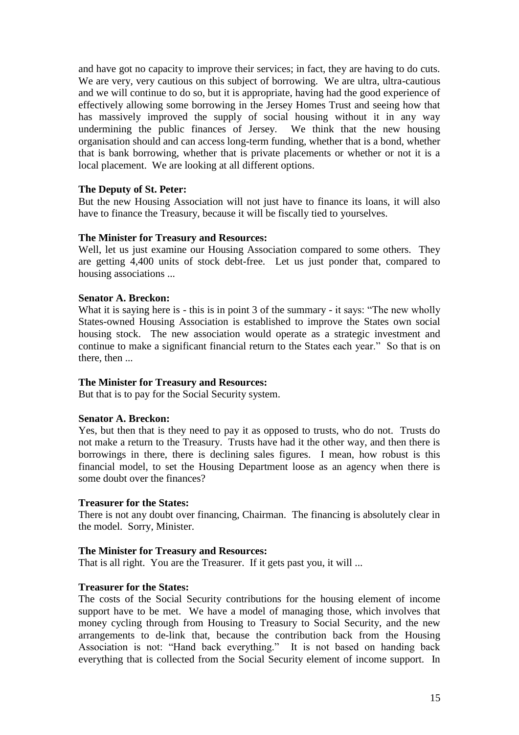and have got no capacity to improve their services; in fact, they are having to do cuts. We are very, very cautious on this subject of borrowing. We are ultra, ultra-cautious and we will continue to do so, but it is appropriate, having had the good experience of effectively allowing some borrowing in the Jersey Homes Trust and seeing how that has massively improved the supply of social housing without it in any way undermining the public finances of Jersey. We think that the new housing organisation should and can access long-term funding, whether that is a bond, whether that is bank borrowing, whether that is private placements or whether or not it is a local placement. We are looking at all different options.

**The Deputy of St. Peter:**

But the new Housing Association will not just have to finance its loans, it will also have to finance the Treasury, because it will be fiscally tied to yourselves.

**The Minister for Treasury and Resources:**

Well, let us just examine our Housing Association compared to some others. They are getting 4,400 units of stock debt-free. Let us just ponder that, compared to housing associations ...

**Senator A. Breckon:**

What it is saying here is - this is in point 3 of the summary - it says: "The new wholly States-owned Housing Association is established to improve the States own social housing stock. The new association would operate as a strategic investment and continue to make a significant financial return to the States each year." So that is on there, then ...

**The Minister for Treasury and Resources:**

But that is to pay for the Social Security system.

**Senator A. Breckon:**

Yes, but then that is they need to pay it as opposed to trusts, who do not. Trusts do not make a return to the Treasury. Trusts have had it the other way, and then there is borrowings in there, there is declining sales figures. I mean, how robust is this financial model, to set the Housing Department loose as an agency when there is some doubt over the finances?

**Treasurer for the States:**

There is not any doubt over financing, Chairman. The financing is absolutely clear in the model. Sorry, Minister.

**The Minister for Treasury and Resources:**

That is all right. You are the Treasurer. If it gets past you, it will ...

**Treasurer for the States:**

The costs of the Social Security contributions for the housing element of income support have to be met. We have a model of managing those, which involves that money cycling through from Housing to Treasury to Social Security, and the new arrangements to de-link that, because the contribution back from the Housing Association is not: "Hand back everything." It is not based on handing back everything that is collected from the Social Security element of income support. In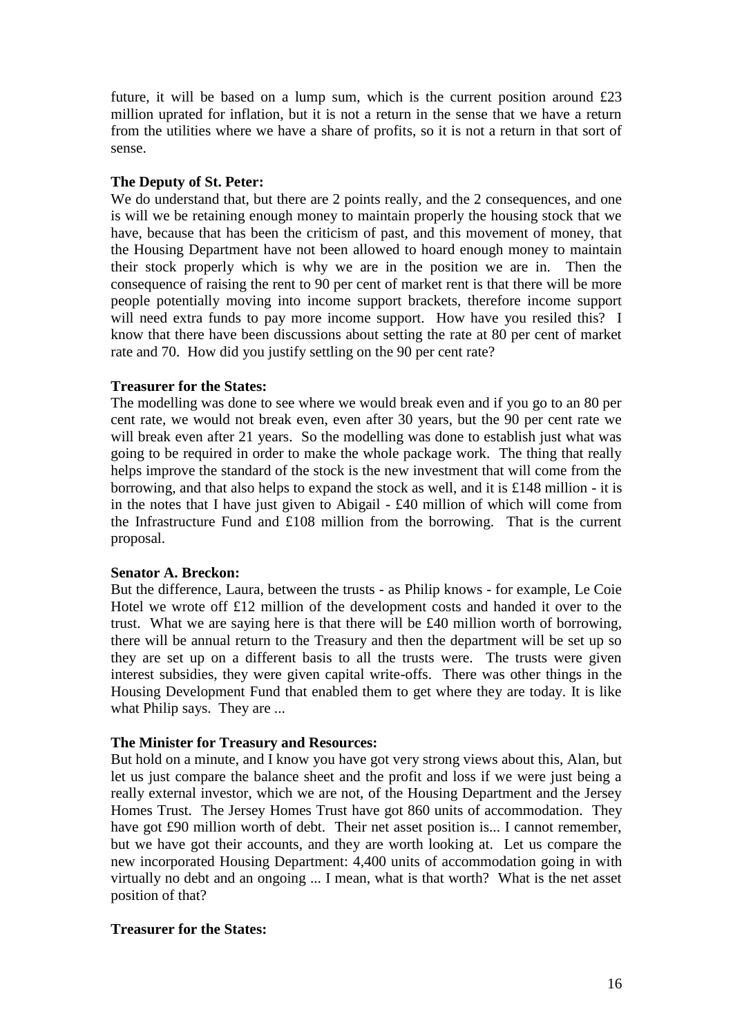future, it will be based on a lump sum, which is the current position around £23 million uprated for inflation, but it is not a return in the sense that we have a return from the utilities where we have a share of profits, so it is not a return in that sort of sense.

**The Deputy of St. Peter:**

We do understand that, but there are 2 points really, and the 2 consequences, and one is will we be retaining enough money to maintain properly the housing stock that we have, because that has been the criticism of past, and this movement of money, that the Housing Department have not been allowed to hoard enough money to maintain their stock properly which is why we are in the position we are in. Then the consequence of raising the rent to 90 per cent of market rent is that there will be more people potentially moving into income support brackets, therefore income support will need extra funds to pay more income support. How have you resiled this? I know that there have been discussions about setting the rate at 80 per cent of market rate and 70. How did you justify settling on the 90 per cent rate?

**Treasurer for the States:**

The modelling was done to see where we would break even and if you go to an 80 per cent rate, we would not break even, even after 30 years, but the 90 per cent rate we will break even after 21 years. So the modelling was done to establish just what was going to be required in order to make the whole package work. The thing that really helps improve the standard of the stock is the new investment that will come from the borrowing, and that also helps to expand the stock as well, and it is £148 million - it is in the notes that I have just given to Abigail - £40 million of which will come from the Infrastructure Fund and £108 million from the borrowing. That is the current proposal.

**Senator A. Breckon:**

But the difference, Laura, between the trusts - as Philip knows - for example, Le Coie Hotel we wrote off £12 million of the development costs and handed it over to the trust. What we are saying here is that there will be £40 million worth of borrowing, there will be annual return to the Treasury and then the department will be set up so they are set up on a different basis to all the trusts were. The trusts were given interest subsidies, they were given capital write-offs. There was other things in the Housing Development Fund that enabled them to get where they are today. It is like what Philip says. They are ...

**The Minister for Treasury and Resources:**

But hold on a minute, and I know you have got very strong views about this, Alan, but let us just compare the balance sheet and the profit and loss if we were just being a really external investor, which we are not, of the Housing Department and the Jersey Homes Trust. The Jersey Homes Trust have got 860 units of accommodation. They have got £90 million worth of debt. Their net asset position is... I cannot remember, but we have got their accounts, and they are worth looking at. Let us compare the new incorporated Housing Department: 4,400 units of accommodation going in with virtually no debt and an ongoing ... I mean, what is that worth? What is the net asset position of that?

**Treasurer for the States:**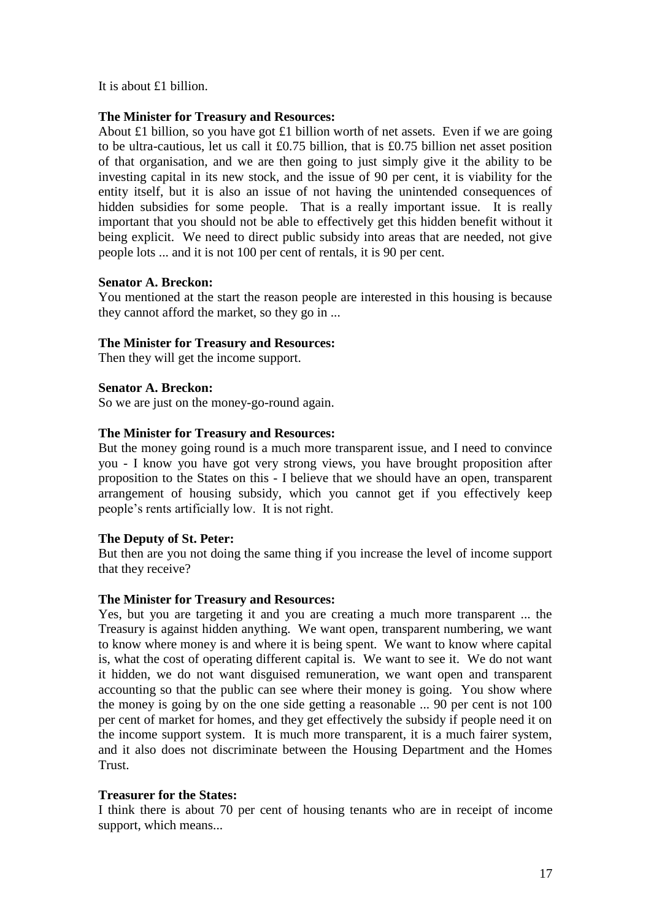It is about £1 billion.

**The Minister for Treasury and Resources:**
About £1 billion, so you have got £1 billion worth of net assets. Even if we are going to be ultra-cautious, let us call it £0.75 billion, that is £0.75 billion net asset position of that organisation, and we are then going to just simply give it the ability to be investing capital in its new stock, and the issue of 90 per cent, it is viability for the entity itself, but it is also an issue of not having the unintended consequences of hidden subsidies for some people. That is a really important issue. It is really important that you should not be able to effectively get this hidden benefit without it being explicit. We need to direct public subsidy into areas that are needed, not give people lots ... and it is not 100 per cent of rentals, it is 90 per cent.

**Senator A. Breckon:**
You mentioned at the start the reason people are interested in this housing is because they cannot afford the market, so they go in ...

**The Minister for Treasury and Resources:**
Then they will get the income support.

**Senator A. Breckon:**
So we are just on the money-go-round again.

**The Minister for Treasury and Resources:**
But the money going round is a much more transparent issue, and I need to convince you - I know you have got very strong views, you have brought proposition after proposition to the States on this - I believe that we should have an open, transparent arrangement of housing subsidy, which you cannot get if you effectively keep people's rents artificially low. It is not right.

**The Deputy of St. Peter:**
But then are you not doing the same thing if you increase the level of income support that they receive?

**The Minister for Treasury and Resources:**
Yes, but you are targeting it and you are creating a much more transparent ... the Treasury is against hidden anything. We want open, transparent numbering, we want to know where money is and where it is being spent. We want to know where capital is, what the cost of operating different capital is. We want to see it. We do not want it hidden, we do not want disguised remuneration, we want open and transparent accounting so that the public can see where their money is going. You show where the money is going by on the one side getting a reasonable ... 90 per cent is not 100 per cent of market for homes, and they get effectively the subsidy if people need it on the income support system. It is much more transparent, it is a much fairer system, and it also does not discriminate between the Housing Department and the Homes Trust.

**Treasurer for the States:**
I think there is about 70 per cent of housing tenants who are in receipt of income support, which means...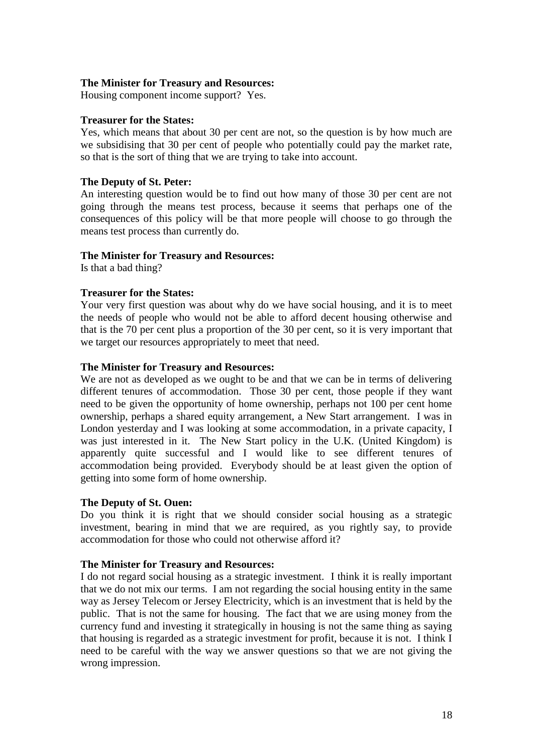**The Minister for Treasury and Resources:**
Housing component income support? Yes.

**Treasurer for the States:**
Yes, which means that about 30 per cent are not, so the question is by how much are we subsidising that 30 per cent of people who potentially could pay the market rate, so that is the sort of thing that we are trying to take into account.

**The Deputy of St. Peter:**
An interesting question would be to find out how many of those 30 per cent are not going through the means test process, because it seems that perhaps one of the consequences of this policy will be that more people will choose to go through the means test process than currently do.

**The Minister for Treasury and Resources:**
Is that a bad thing?

**Treasurer for the States:**
Your very first question was about why do we have social housing, and it is to meet the needs of people who would not be able to afford decent housing otherwise and that is the 70 per cent plus a proportion of the 30 per cent, so it is very important that we target our resources appropriately to meet that need.

**The Minister for Treasury and Resources:**
We are not as developed as we ought to be and that we can be in terms of delivering different tenures of accommodation. Those 30 per cent, those people if they want need to be given the opportunity of home ownership, perhaps not 100 per cent home ownership, perhaps a shared equity arrangement, a New Start arrangement. I was in London yesterday and I was looking at some accommodation, in a private capacity, I was just interested in it. The New Start policy in the U.K. (United Kingdom) is apparently quite successful and I would like to see different tenures of accommodation being provided. Everybody should be at least given the option of getting into some form of home ownership.

**The Deputy of St. Ouen:**
Do you think it is right that we should consider social housing as a strategic investment, bearing in mind that we are required, as you rightly say, to provide accommodation for those who could not otherwise afford it?

**The Minister for Treasury and Resources:**
I do not regard social housing as a strategic investment. I think it is really important that we do not mix our terms. I am not regarding the social housing entity in the same way as Jersey Telecom or Jersey Electricity, which is an investment that is held by the public. That is not the same for housing. The fact that we are using money from the currency fund and investing it strategically in housing is not the same thing as saying that housing is regarded as a strategic investment for profit, because it is not. I think I need to be careful with the way we answer questions so that we are not giving the wrong impression.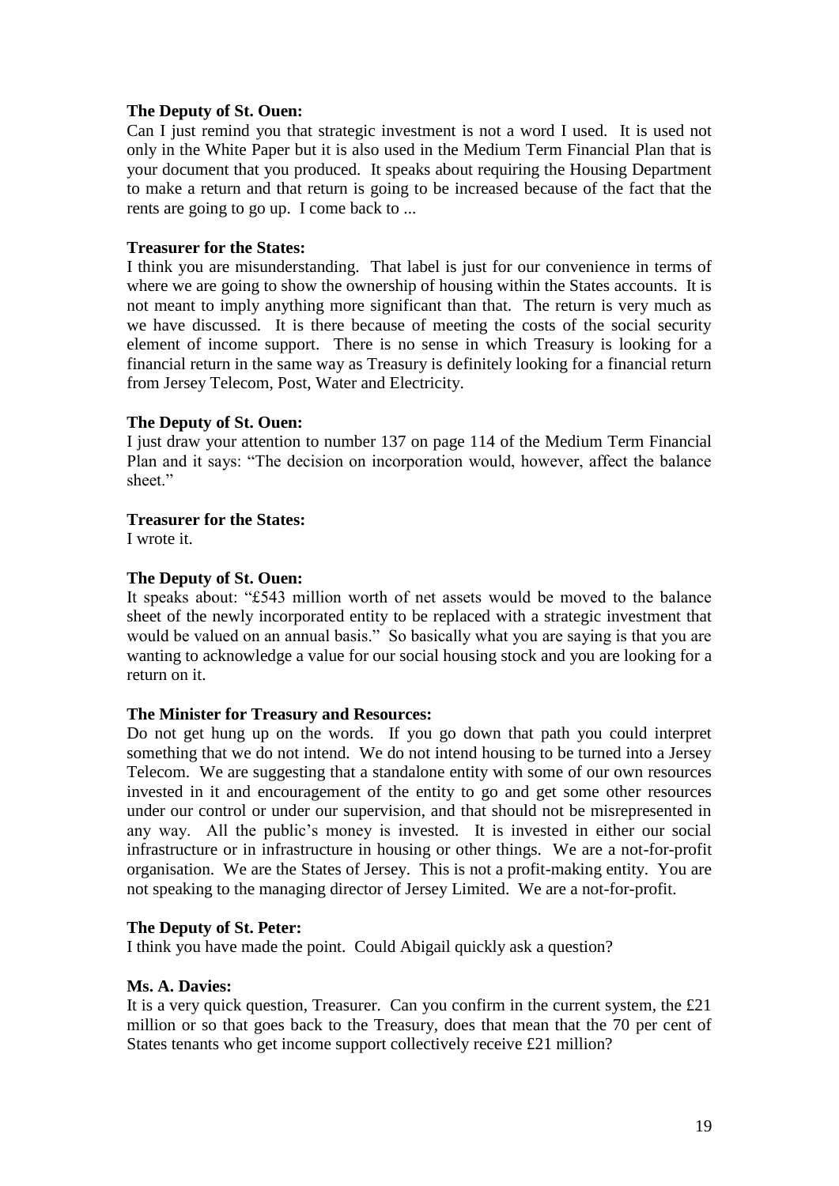**The Deputy of St. Ouen:**

Can I just remind you that strategic investment is not a word I used. It is used not only in the White Paper but it is also used in the Medium Term Financial Plan that is your document that you produced. It speaks about requiring the Housing Department to make a return and that return is going to be increased because of the fact that the rents are going to go up. I come back to ...

**Treasurer for the States:**

I think you are misunderstanding. That label is just for our convenience in terms of where we are going to show the ownership of housing within the States accounts. It is not meant to imply anything more significant than that. The return is very much as we have discussed. It is there because of meeting the costs of the social security element of income support. There is no sense in which Treasury is looking for a financial return in the same way as Treasury is definitely looking for a financial return from Jersey Telecom, Post, Water and Electricity.

**The Deputy of St. Ouen:**

I just draw your attention to number 137 on page 114 of the Medium Term Financial Plan and it says: "The decision on incorporation would, however, affect the balance sheet."

**Treasurer for the States:**

I wrote it.

**The Deputy of St. Ouen:**

It speaks about: "£543 million worth of net assets would be moved to the balance sheet of the newly incorporated entity to be replaced with a strategic investment that would be valued on an annual basis." So basically what you are saying is that you are wanting to acknowledge a value for our social housing stock and you are looking for a return on it.

**The Minister for Treasury and Resources:**

Do not get hung up on the words. If you go down that path you could interpret something that we do not intend. We do not intend housing to be turned into a Jersey Telecom. We are suggesting that a standalone entity with some of our own resources invested in it and encouragement of the entity to go and get some other resources under our control or under our supervision, and that should not be misrepresented in any way. All the public's money is invested. It is invested in either our social infrastructure or in infrastructure in housing or other things. We are a not-for-profit organisation. We are the States of Jersey. This is not a profit-making entity. You are not speaking to the managing director of Jersey Limited. We are a not-for-profit.

**The Deputy of St. Peter:**

I think you have made the point. Could Abigail quickly ask a question?

**Ms. A. Davies:**

It is a very quick question, Treasurer. Can you confirm in the current system, the £21 million or so that goes back to the Treasury, does that mean that the 70 per cent of States tenants who get income support collectively receive £21 million?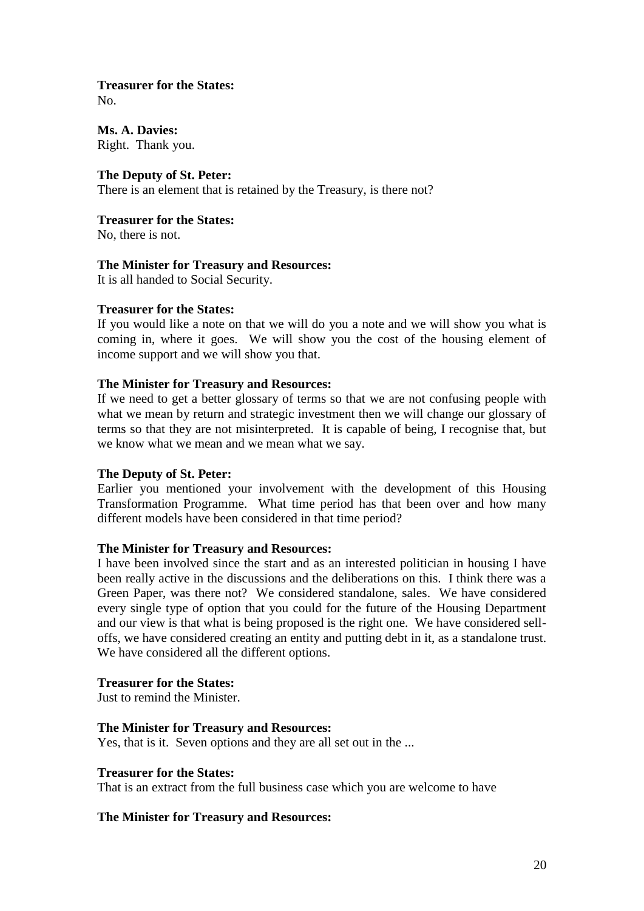**Treasurer for the States:**
No.

**Ms. A. Davies:**
Right. Thank you.

**The Deputy of St. Peter:**
There is an element that is retained by the Treasury, is there not?

**Treasurer for the States:**
No, there is not.

**The Minister for Treasury and Resources:**
It is all handed to Social Security.

**Treasurer for the States:**
If you would like a note on that we will do you a note and we will show you what is coming in, where it goes. We will show you the cost of the housing element of income support and we will show you that.

**The Minister for Treasury and Resources:**
If we need to get a better glossary of terms so that we are not confusing people with what we mean by return and strategic investment then we will change our glossary of terms so that they are not misinterpreted. It is capable of being, I recognise that, but we know what we mean and we mean what we say.

**The Deputy of St. Peter:**
Earlier you mentioned your involvement with the development of this Housing Transformation Programme. What time period has that been over and how many different models have been considered in that time period?

**The Minister for Treasury and Resources:**
I have been involved since the start and as an interested politician in housing I have been really active in the discussions and the deliberations on this. I think there was a Green Paper, was there not? We considered standalone, sales. We have considered every single type of option that you could for the future of the Housing Department and our view is that what is being proposed is the right one. We have considered sell-offs, we have considered creating an entity and putting debt in it, as a standalone trust. We have considered all the different options.

**Treasurer for the States:**
Just to remind the Minister.

**The Minister for Treasury and Resources:**
Yes, that is it. Seven options and they are all set out in the ...

**Treasurer for the States:**
That is an extract from the full business case which you are welcome to have

**The Minister for Treasury and Resources:**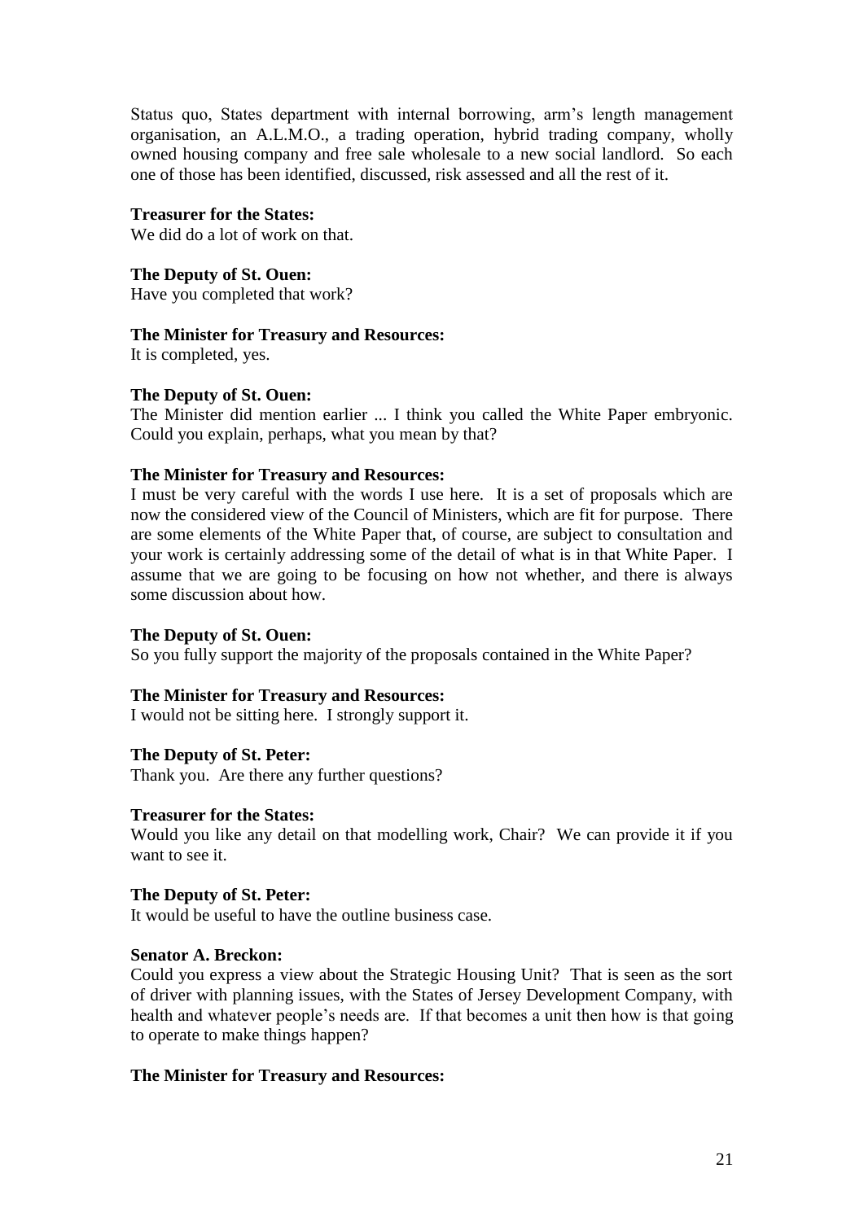Status quo, States department with internal borrowing, arm's length management organisation, an A.L.M.O., a trading operation, hybrid trading company, wholly owned housing company and free sale wholesale to a new social landlord. So each one of those has been identified, discussed, risk assessed and all the rest of it.

**Treasurer for the States:**
We did do a lot of work on that.

**The Deputy of St. Ouen:**
Have you completed that work?

**The Minister for Treasury and Resources:**
It is completed, yes.

**The Deputy of St. Ouen:**
The Minister did mention earlier ... I think you called the White Paper embryonic. Could you explain, perhaps, what you mean by that?

**The Minister for Treasury and Resources:**
I must be very careful with the words I use here. It is a set of proposals which are now the considered view of the Council of Ministers, which are fit for purpose. There are some elements of the White Paper that, of course, are subject to consultation and your work is certainly addressing some of the detail of what is in that White Paper. I assume that we are going to be focusing on how not whether, and there is always some discussion about how.

**The Deputy of St. Ouen:**
So you fully support the majority of the proposals contained in the White Paper?

**The Minister for Treasury and Resources:**
I would not be sitting here. I strongly support it.

**The Deputy of St. Peter:**
Thank you. Are there any further questions?

**Treasurer for the States:**
Would you like any detail on that modelling work, Chair? We can provide it if you want to see it.

**The Deputy of St. Peter:**
It would be useful to have the outline business case.

**Senator A. Breckon:**
Could you express a view about the Strategic Housing Unit? That is seen as the sort of driver with planning issues, with the States of Jersey Development Company, with health and whatever people's needs are. If that becomes a unit then how is that going to operate to make things happen?

**The Minister for Treasury and Resources:**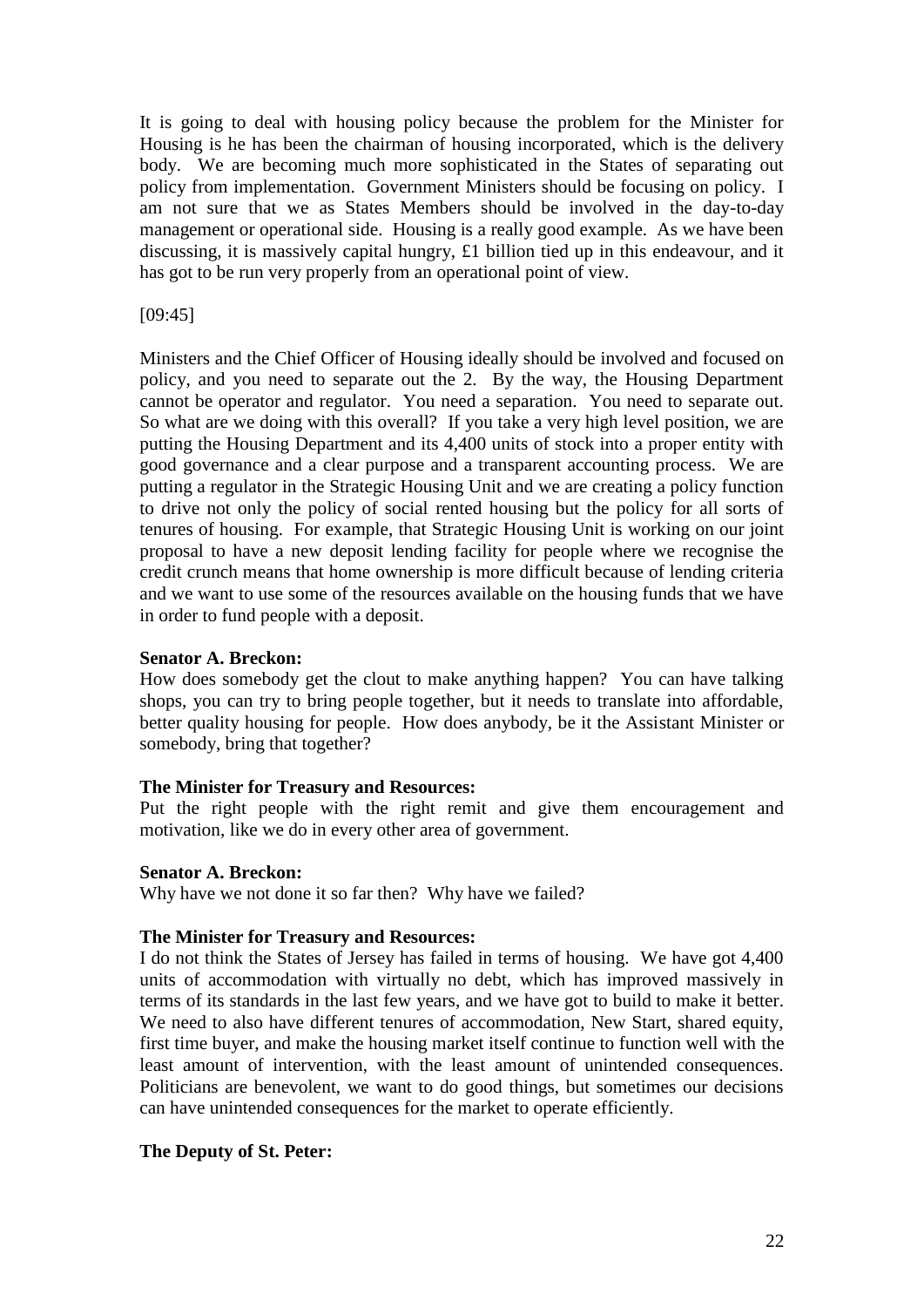It is going to deal with housing policy because the problem for the Minister for Housing is he has been the chairman of housing incorporated, which is the delivery body. We are becoming much more sophisticated in the States of separating out policy from implementation. Government Ministers should be focusing on policy. I am not sure that we as States Members should be involved in the day-to-day management or operational side. Housing is a really good example. As we have been discussing, it is massively capital hungry, £1 billion tied up in this endeavour, and it has got to be run very properly from an operational point of view.

[09:45]

Ministers and the Chief Officer of Housing ideally should be involved and focused on policy, and you need to separate out the 2. By the way, the Housing Department cannot be operator and regulator. You need a separation. You need to separate out. So what are we doing with this overall? If you take a very high level position, we are putting the Housing Department and its 4,400 units of stock into a proper entity with good governance and a clear purpose and a transparent accounting process. We are putting a regulator in the Strategic Housing Unit and we are creating a policy function to drive not only the policy of social rented housing but the policy for all sorts of tenures of housing. For example, that Strategic Housing Unit is working on our joint proposal to have a new deposit lending facility for people where we recognise the credit crunch means that home ownership is more difficult because of lending criteria and we want to use some of the resources available on the housing funds that we have in order to fund people with a deposit.

**Senator A. Breckon:**
How does somebody get the clout to make anything happen? You can have talking shops, you can try to bring people together, but it needs to translate into affordable, better quality housing for people. How does anybody, be it the Assistant Minister or somebody, bring that together?

**The Minister for Treasury and Resources:**
Put the right people with the right remit and give them encouragement and motivation, like we do in every other area of government.

**Senator A. Breckon:**
Why have we not done it so far then? Why have we failed?

**The Minister for Treasury and Resources:**
I do not think the States of Jersey has failed in terms of housing. We have got 4,400 units of accommodation with virtually no debt, which has improved massively in terms of its standards in the last few years, and we have got to build to make it better. We need to also have different tenures of accommodation, New Start, shared equity, first time buyer, and make the housing market itself continue to function well with the least amount of intervention, with the least amount of unintended consequences. Politicians are benevolent, we want to do good things, but sometimes our decisions can have unintended consequences for the market to operate efficiently.

**The Deputy of St. Peter:**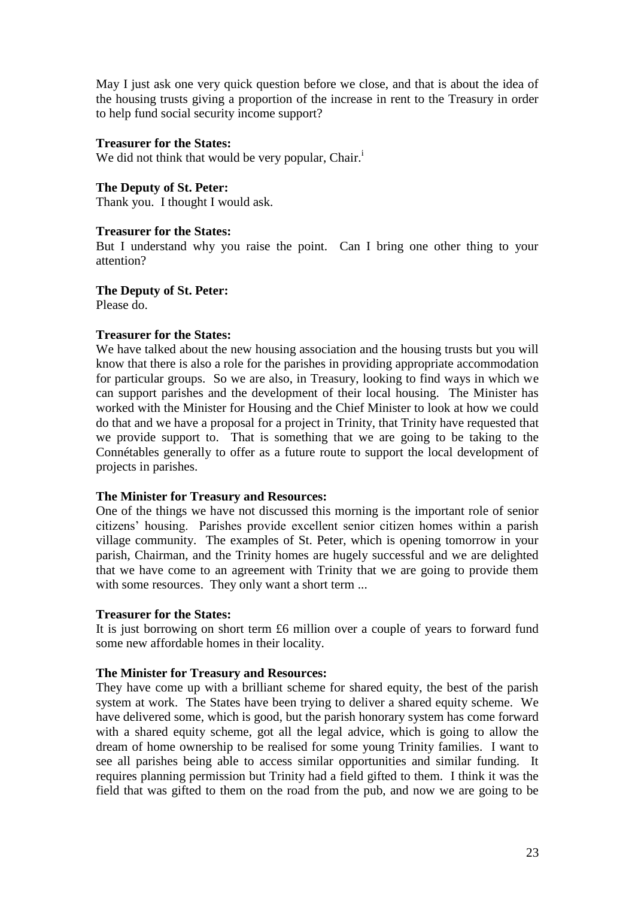May I just ask one very quick question before we close, and that is about the idea of the housing trusts giving a proportion of the increase in rent to the Treasury in order to help fund social security income support?

**Treasurer for the States:**
We did not think that would be very popular, Chair.[i]

**The Deputy of St. Peter:**
Thank you. I thought I would ask.

**Treasurer for the States:**
But I understand why you raise the point. Can I bring one other thing to your attention?

**The Deputy of St. Peter:**
Please do.

**Treasurer for the States:**
We have talked about the new housing association and the housing trusts but you will know that there is also a role for the parishes in providing appropriate accommodation for particular groups. So we are also, in Treasury, looking to find ways in which we can support parishes and the development of their local housing. The Minister has worked with the Minister for Housing and the Chief Minister to look at how we could do that and we have a proposal for a project in Trinity, that Trinity have requested that we provide support to. That is something that we are going to be taking to the Connétables generally to offer as a future route to support the local development of projects in parishes.

**The Minister for Treasury and Resources:**
One of the things we have not discussed this morning is the important role of senior citizens' housing. Parishes provide excellent senior citizen homes within a parish village community. The examples of St. Peter, which is opening tomorrow in your parish, Chairman, and the Trinity homes are hugely successful and we are delighted that we have come to an agreement with Trinity that we are going to provide them with some resources. They only want a short term ...

**Treasurer for the States:**
It is just borrowing on short term £6 million over a couple of years to forward fund some new affordable homes in their locality.

**The Minister for Treasury and Resources:**
They have come up with a brilliant scheme for shared equity, the best of the parish system at work. The States have been trying to deliver a shared equity scheme. We have delivered some, which is good, but the parish honorary system has come forward with a shared equity scheme, got all the legal advice, which is going to allow the dream of home ownership to be realised for some young Trinity families. I want to see all parishes being able to access similar opportunities and similar funding. It requires planning permission but Trinity had a field gifted to them. I think it was the field that was gifted to them on the road from the pub, and now we are going to be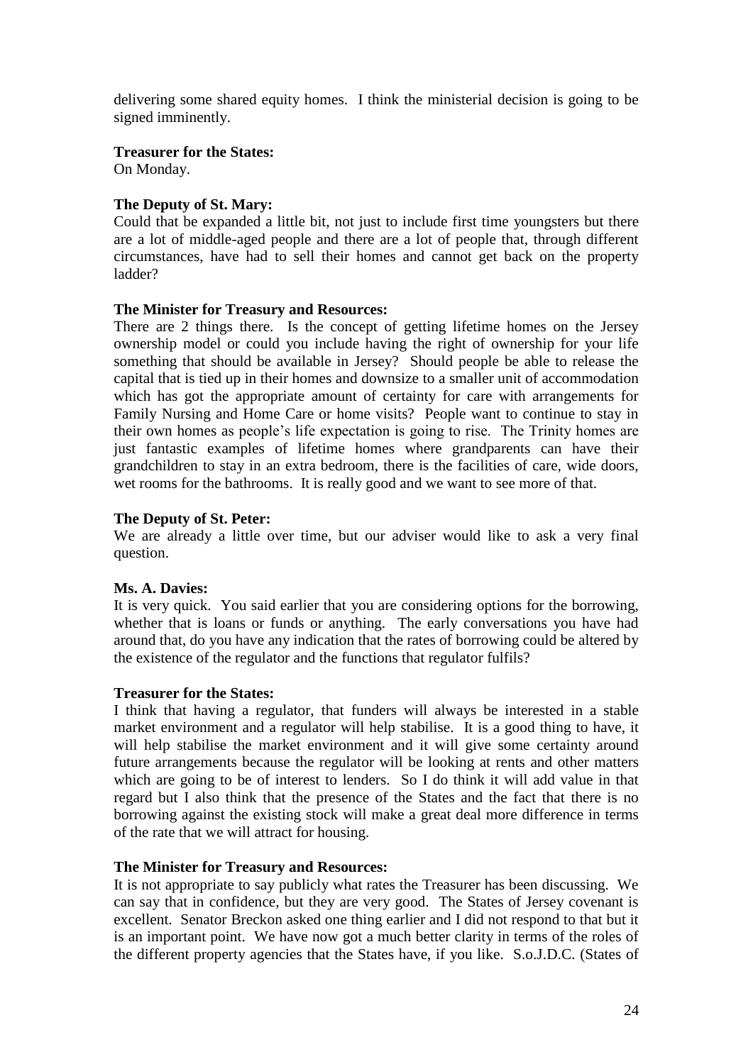delivering some shared equity homes. I think the ministerial decision is going to be signed imminently.

**Treasurer for the States:**
On Monday.

**The Deputy of St. Mary:**
Could that be expanded a little bit, not just to include first time youngsters but there are a lot of middle-aged people and there are a lot of people that, through different circumstances, have had to sell their homes and cannot get back on the property ladder?

**The Minister for Treasury and Resources:**
There are 2 things there. Is the concept of getting lifetime homes on the Jersey ownership model or could you include having the right of ownership for your life something that should be available in Jersey? Should people be able to release the capital that is tied up in their homes and downsize to a smaller unit of accommodation which has got the appropriate amount of certainty for care with arrangements for Family Nursing and Home Care or home visits? People want to continue to stay in their own homes as people's life expectation is going to rise. The Trinity homes are just fantastic examples of lifetime homes where grandparents can have their grandchildren to stay in an extra bedroom, there is the facilities of care, wide doors, wet rooms for the bathrooms. It is really good and we want to see more of that.

**The Deputy of St. Peter:**
We are already a little over time, but our adviser would like to ask a very final question.

**Ms. A. Davies:**
It is very quick. You said earlier that you are considering options for the borrowing, whether that is loans or funds or anything. The early conversations you have had around that, do you have any indication that the rates of borrowing could be altered by the existence of the regulator and the functions that regulator fulfils?

**Treasurer for the States:**
I think that having a regulator, that funders will always be interested in a stable market environment and a regulator will help stabilise. It is a good thing to have, it will help stabilise the market environment and it will give some certainty around future arrangements because the regulator will be looking at rents and other matters which are going to be of interest to lenders. So I do think it will add value in that regard but I also think that the presence of the States and the fact that there is no borrowing against the existing stock will make a great deal more difference in terms of the rate that we will attract for housing.

**The Minister for Treasury and Resources:**
It is not appropriate to say publicly what rates the Treasurer has been discussing. We can say that in confidence, but they are very good. The States of Jersey covenant is excellent. Senator Breckon asked one thing earlier and I did not respond to that but it is an important point. We have now got a much better clarity in terms of the roles of the different property agencies that the States have, if you like. S.o.J.D.C. (States of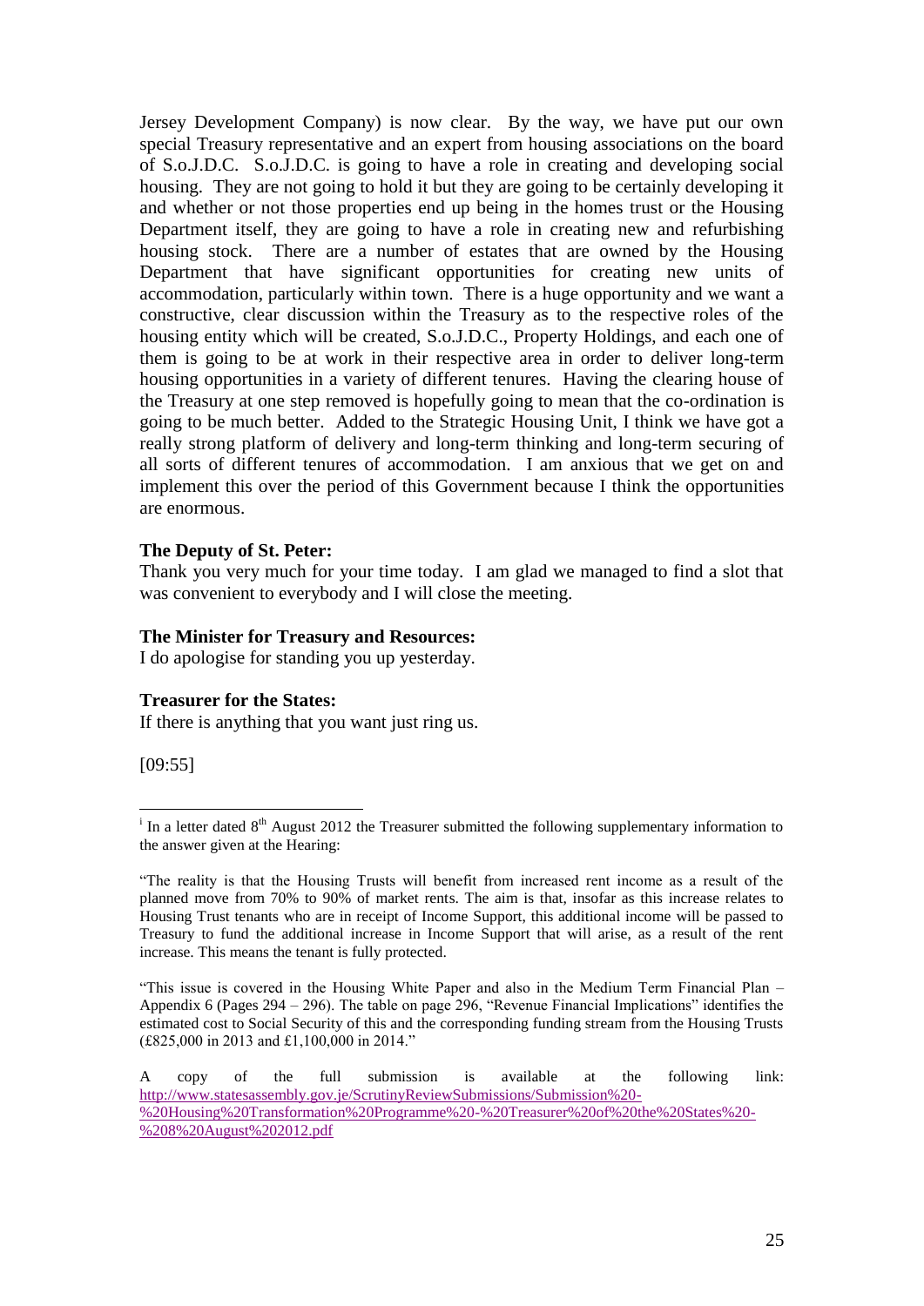Jersey Development Company) is now clear. By the way, we have put our own special Treasury representative and an expert from housing associations on the board of S.o.J.D.C. S.o.J.D.C. is going to have a role in creating and developing social housing. They are not going to hold it but they are going to be certainly developing it and whether or not those properties end up being in the homes trust or the Housing Department itself, they are going to have a role in creating new and refurbishing housing stock. There are a number of estates that are owned by the Housing Department that have significant opportunities for creating new units of accommodation, particularly within town. There is a huge opportunity and we want a constructive, clear discussion within the Treasury as to the respective roles of the housing entity which will be created, S.o.J.D.C., Property Holdings, and each one of them is going to be at work in their respective area in order to deliver long-term housing opportunities in a variety of different tenures. Having the clearing house of the Treasury at one step removed is hopefully going to mean that the co-ordination is going to be much better. Added to the Strategic Housing Unit, I think we have got a really strong platform of delivery and long-term thinking and long-term securing of all sorts of different tenures of accommodation. I am anxious that we get on and implement this over the period of this Government because I think the opportunities are enormous.

**The Deputy of St. Peter:**

Thank you very much for your time today. I am glad we managed to find a slot that was convenient to everybody and I will close the meeting.

**The Minister for Treasury and Resources:**

I do apologise for standing you up yesterday.

**Treasurer for the States:**

If there is anything that you want just ring us.

[09:55]

---

[i] In a letter dated 8th August 2012 the Treasurer submitted the following supplementary information to the answer given at the Hearing:

"The reality is that the Housing Trusts will benefit from increased rent income as a result of the planned move from 70% to 90% of market rents. The aim is that, insofar as this increase relates to Housing Trust tenants who are in receipt of Income Support, this additional income will be passed to Treasury to fund the additional increase in Income Support that will arise, as a result of the rent increase. This means the tenant is fully protected.

"This issue is covered in the Housing White Paper and also in the Medium Term Financial Plan – Appendix 6 (Pages 294 – 296). The table on page 296, "Revenue Financial Implications" identifies the estimated cost to Social Security of this and the corresponding funding stream from the Housing Trusts (£825,000 in 2013 and £1,100,000 in 2014."

A copy of the full submission is available at the following link: http://www.statesassembly.gov.je/ScrutinyReviewSubmissions/Submission%20-%20Housing%20Transformation%20Programme%20-%20Treasurer%20of%20the%20States%20-%208%20August%202012.pdf